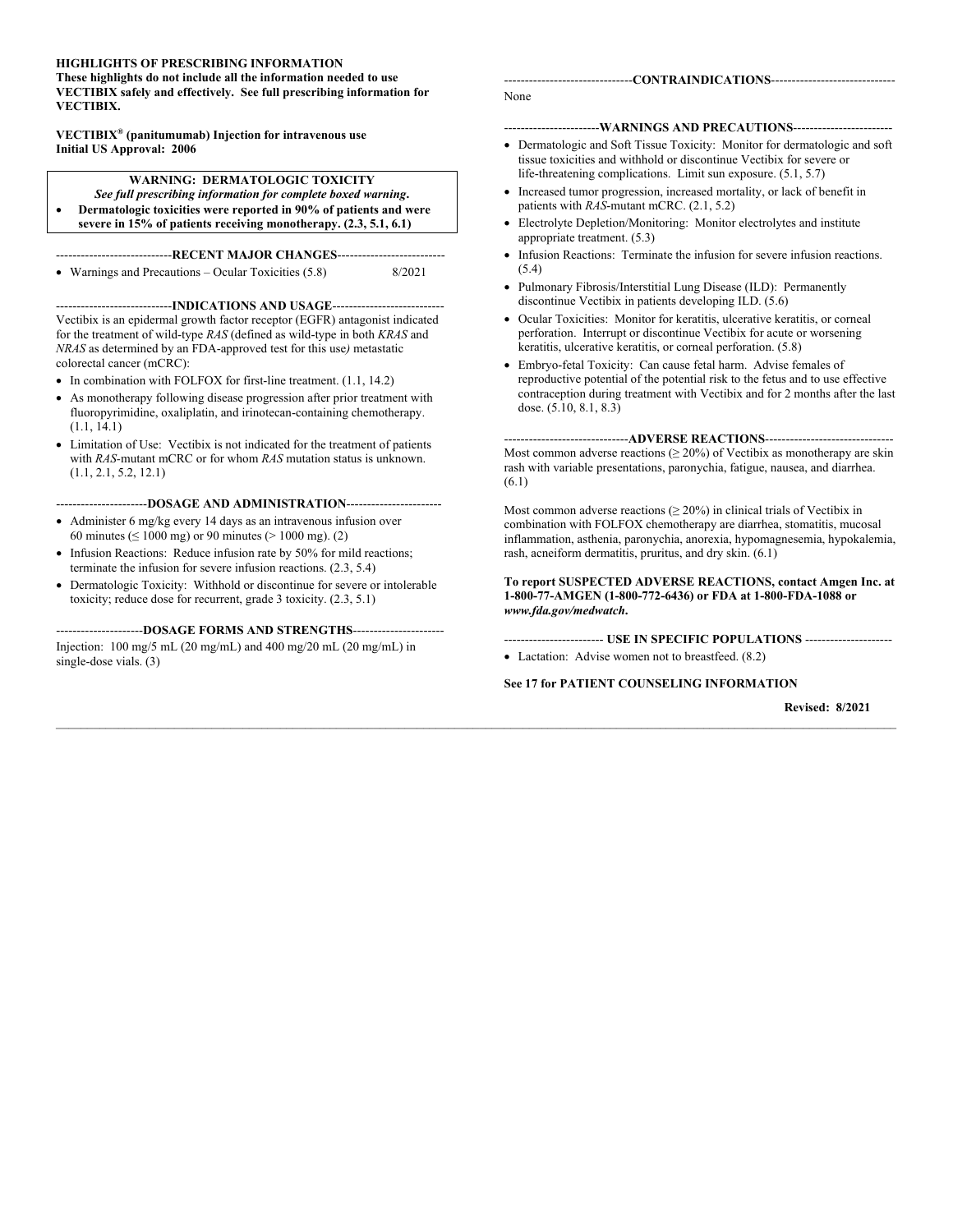**HIGHLIGHTS OF PRESCRIBING INFORMATION**
**These highlights do not include all the information needed to use VECTIBIX safely and effectively. See full prescribing information for VECTIBIX.**

**VECTIBIX® (panitumumab) Injection for intravenous use**
**Initial US Approval: 2006**

> **WARNING: DERMATOLOGIC TOXICITY**
> ***See full prescribing information for complete boxed warning.***
> - **Dermatologic toxicities were reported in 90% of patients and were severe in 15% of patients receiving monotherapy. (2.3, 5.1, 6.1)**

## RECENT MAJOR CHANGES

- Warnings and Precautions – Ocular Toxicities (5.8) 8/2021

## INDICATIONS AND USAGE

Vectibix is an epidermal growth factor receptor (EGFR) antagonist indicated for the treatment of wild-type *RAS* (defined as wild-type in both *KRAS* and *NRAS* as determined by an FDA-approved test for this use*)* metastatic colorectal cancer (mCRC):

- In combination with FOLFOX for first-line treatment. (1.1, 14.2)
- As monotherapy following disease progression after prior treatment with fluoropyrimidine, oxaliplatin, and irinotecan-containing chemotherapy. (1.1, 14.1)
- Limitation of Use: Vectibix is not indicated for the treatment of patients with *RAS*-mutant mCRC or for whom *RAS* mutation status is unknown. (1.1, 2.1, 5.2, 12.1)

## DOSAGE AND ADMINISTRATION

- Administer 6 mg/kg every 14 days as an intravenous infusion over 60 minutes (≤ 1000 mg) or 90 minutes (> 1000 mg). (2)
- Infusion Reactions: Reduce infusion rate by 50% for mild reactions; terminate the infusion for severe infusion reactions. (2.3, 5.4)
- Dermatologic Toxicity: Withhold or discontinue for severe or intolerable toxicity; reduce dose for recurrent, grade 3 toxicity. (2.3, 5.1)

## DOSAGE FORMS AND STRENGTHS

Injection: 100 mg/5 mL (20 mg/mL) and 400 mg/20 mL (20 mg/mL) in single-dose vials. (3)

## CONTRAINDICATIONS

None

## WARNINGS AND PRECAUTIONS

- Dermatologic and Soft Tissue Toxicity: Monitor for dermatologic and soft tissue toxicities and withhold or discontinue Vectibix for severe or life-threatening complications. Limit sun exposure. (5.1, 5.7)
- Increased tumor progression, increased mortality, or lack of benefit in patients with *RAS*-mutant mCRC. (2.1, 5.2)
- Electrolyte Depletion/Monitoring: Monitor electrolytes and institute appropriate treatment. (5.3)
- Infusion Reactions: Terminate the infusion for severe infusion reactions. (5.4)
- Pulmonary Fibrosis/Interstitial Lung Disease (ILD): Permanently discontinue Vectibix in patients developing ILD. (5.6)
- Ocular Toxicities: Monitor for keratitis, ulcerative keratitis, or corneal perforation. Interrupt or discontinue Vectibix for acute or worsening keratitis, ulcerative keratitis, or corneal perforation. (5.8)
- Embryo-fetal Toxicity: Can cause fetal harm. Advise females of reproductive potential of the potential risk to the fetus and to use effective contraception during treatment with Vectibix and for 2 months after the last dose. (5.10, 8.1, 8.3)

## ADVERSE REACTIONS

Most common adverse reactions (≥ 20%) of Vectibix as monotherapy are skin rash with variable presentations, paronychia, fatigue, nausea, and diarrhea. (6.1)

Most common adverse reactions (≥ 20%) in clinical trials of Vectibix in combination with FOLFOX chemotherapy are diarrhea, stomatitis, mucosal inflammation, asthenia, paronychia, anorexia, hypomagnesemia, hypokalemia, rash, acneiform dermatitis, pruritus, and dry skin. (6.1)

**To report SUSPECTED ADVERSE REACTIONS, contact Amgen Inc. at 1-800-77-AMGEN (1-800-772-6436) or FDA at 1-800-FDA-1088 or *www.fda.gov/medwatch*.**

## USE IN SPECIFIC POPULATIONS

- Lactation: Advise women not to breastfeed. (8.2)

**See 17 for PATIENT COUNSELING INFORMATION**

**Revised: 8/2021**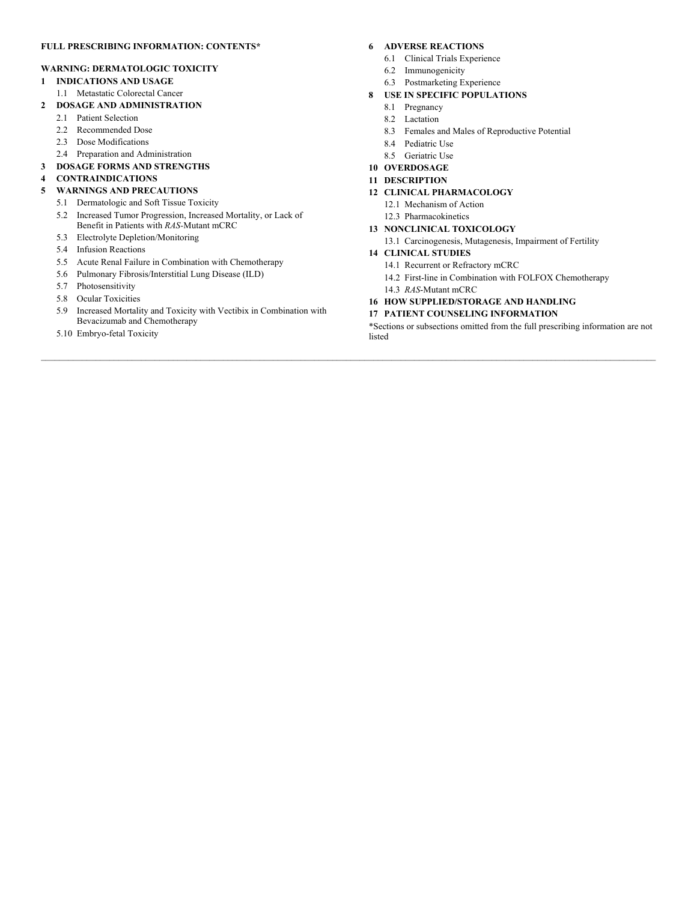**FULL PRESCRIBING INFORMATION: CONTENTS***

**WARNING: DERMATOLOGIC TOXICITY**

**1 INDICATIONS AND USAGE**

- 1.1 Metastatic Colorectal Cancer

**2 DOSAGE AND ADMINISTRATION**

- 2.1 Patient Selection
- 2.2 Recommended Dose
- 2.3 Dose Modifications
- 2.4 Preparation and Administration

**3 DOSAGE FORMS AND STRENGTHS**

**4 CONTRAINDICATIONS**

**5 WARNINGS AND PRECAUTIONS**

- 5.1 Dermatologic and Soft Tissue Toxicity
- 5.2 Increased Tumor Progression, Increased Mortality, or Lack of Benefit in Patients with *RAS*-Mutant mCRC
- 5.3 Electrolyte Depletion/Monitoring
- 5.4 Infusion Reactions
- 5.5 Acute Renal Failure in Combination with Chemotherapy
- 5.6 Pulmonary Fibrosis/Interstitial Lung Disease (ILD)
- 5.7 Photosensitivity
- 5.8 Ocular Toxicities
- 5.9 Increased Mortality and Toxicity with Vectibix in Combination with Bevacizumab and Chemotherapy
- 5.10 Embryo-fetal Toxicity

**6 ADVERSE REACTIONS**

- 6.1 Clinical Trials Experience
- 6.2 Immunogenicity
- 6.3 Postmarketing Experience

**8 USE IN SPECIFIC POPULATIONS**

- 8.1 Pregnancy
- 8.2 Lactation
- 8.3 Females and Males of Reproductive Potential
- 8.4 Pediatric Use
- 8.5 Geriatric Use

**10 OVERDOSAGE**

**11 DESCRIPTION**

**12 CLINICAL PHARMACOLOGY**

- 12.1 Mechanism of Action
- 12.3 Pharmacokinetics

**13 NONCLINICAL TOXICOLOGY**

- 13.1 Carcinogenesis, Mutagenesis, Impairment of Fertility

**14 CLINICAL STUDIES**

- 14.1 Recurrent or Refractory mCRC
- 14.2 First-line in Combination with FOLFOX Chemotherapy
- 14.3 *RAS*-Mutant mCRC

**16 HOW SUPPLIED/STORAGE AND HANDLING**

**17 PATIENT COUNSELING INFORMATION**

*Sections or subsections omitted from the full prescribing information are not listed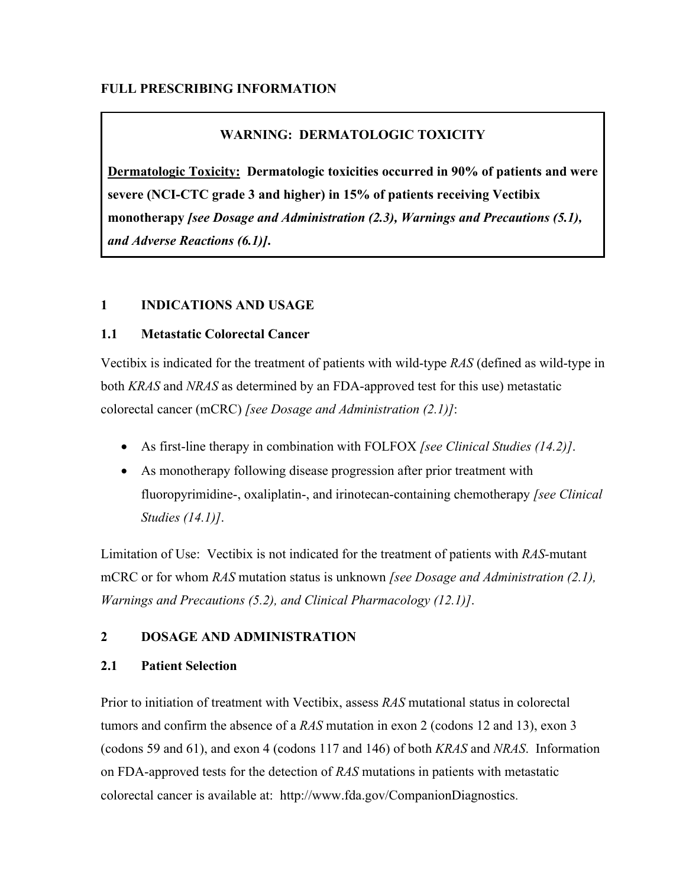**FULL PRESCRIBING INFORMATION**

> **WARNING: DERMATOLOGIC TOXICITY**
>
> **Dermatologic Toxicity: Dermatologic toxicities occurred in 90% of patients and were severe (NCI-CTC grade 3 and higher) in 15% of patients receiving Vectibix monotherapy *[see Dosage and Administration (2.3), Warnings and Precautions (5.1), and Adverse Reactions (6.1)]*.**

## 1 INDICATIONS AND USAGE

### 1.1 Metastatic Colorectal Cancer

Vectibix is indicated for the treatment of patients with wild-type *RAS* (defined as wild-type in both *KRAS* and *NRAS* as determined by an FDA-approved test for this use) metastatic colorectal cancer (mCRC) *[see Dosage and Administration (2.1)]*:

- As first-line therapy in combination with FOLFOX *[see Clinical Studies (14.2)]*.
- As monotherapy following disease progression after prior treatment with fluoropyrimidine-, oxaliplatin-, and irinotecan-containing chemotherapy *[see Clinical Studies (14.1)]*.

Limitation of Use: Vectibix is not indicated for the treatment of patients with *RAS*-mutant mCRC or for whom *RAS* mutation status is unknown *[see Dosage and Administration (2.1), Warnings and Precautions (5.2), and Clinical Pharmacology (12.1)]*.

## 2 DOSAGE AND ADMINISTRATION

### 2.1 Patient Selection

Prior to initiation of treatment with Vectibix, assess *RAS* mutational status in colorectal tumors and confirm the absence of a *RAS* mutation in exon 2 (codons 12 and 13), exon 3 (codons 59 and 61), and exon 4 (codons 117 and 146) of both *KRAS* and *NRAS*. Information on FDA-approved tests for the detection of *RAS* mutations in patients with metastatic colorectal cancer is available at: http://www.fda.gov/CompanionDiagnostics.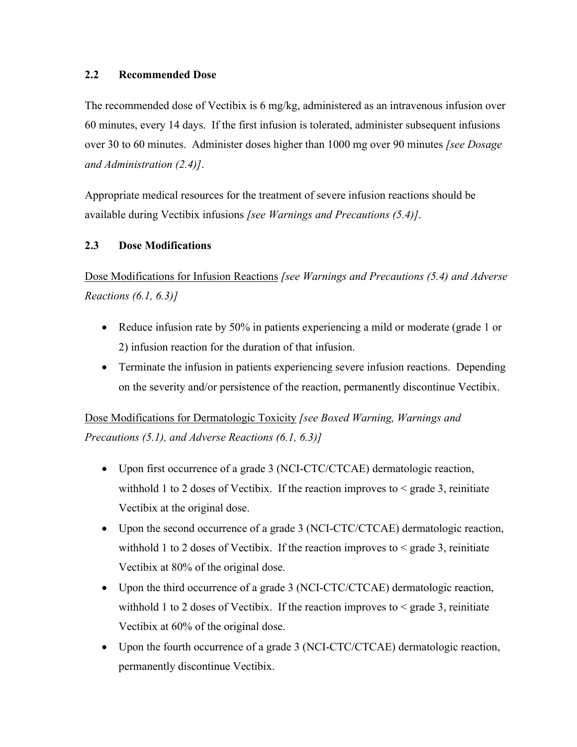### 2.2 Recommended Dose

The recommended dose of Vectibix is 6 mg/kg, administered as an intravenous infusion over 60 minutes, every 14 days. If the first infusion is tolerated, administer subsequent infusions over 30 to 60 minutes. Administer doses higher than 1000 mg over 90 minutes *[see Dosage and Administration (2.4)]*.

Appropriate medical resources for the treatment of severe infusion reactions should be available during Vectibix infusions *[see Warnings and Precautions (5.4)]*.

### 2.3 Dose Modifications

<u>Dose Modifications for Infusion Reactions</u> *[see Warnings and Precautions (5.4) and Adverse Reactions (6.1, 6.3)]*

- Reduce infusion rate by 50% in patients experiencing a mild or moderate (grade 1 or 2) infusion reaction for the duration of that infusion.
- Terminate the infusion in patients experiencing severe infusion reactions. Depending on the severity and/or persistence of the reaction, permanently discontinue Vectibix.

<u>Dose Modifications for Dermatologic Toxicity</u> *[see Boxed Warning, Warnings and Precautions (5.1), and Adverse Reactions (6.1, 6.3)]*

- Upon first occurrence of a grade 3 (NCI-CTC/CTCAE) dermatologic reaction, withhold 1 to 2 doses of Vectibix. If the reaction improves to < grade 3, reinitiate Vectibix at the original dose.
- Upon the second occurrence of a grade 3 (NCI-CTC/CTCAE) dermatologic reaction, withhold 1 to 2 doses of Vectibix. If the reaction improves to < grade 3, reinitiate Vectibix at 80% of the original dose.
- Upon the third occurrence of a grade 3 (NCI-CTC/CTCAE) dermatologic reaction, withhold 1 to 2 doses of Vectibix. If the reaction improves to < grade 3, reinitiate Vectibix at 60% of the original dose.
- Upon the fourth occurrence of a grade 3 (NCI-CTC/CTCAE) dermatologic reaction, permanently discontinue Vectibix.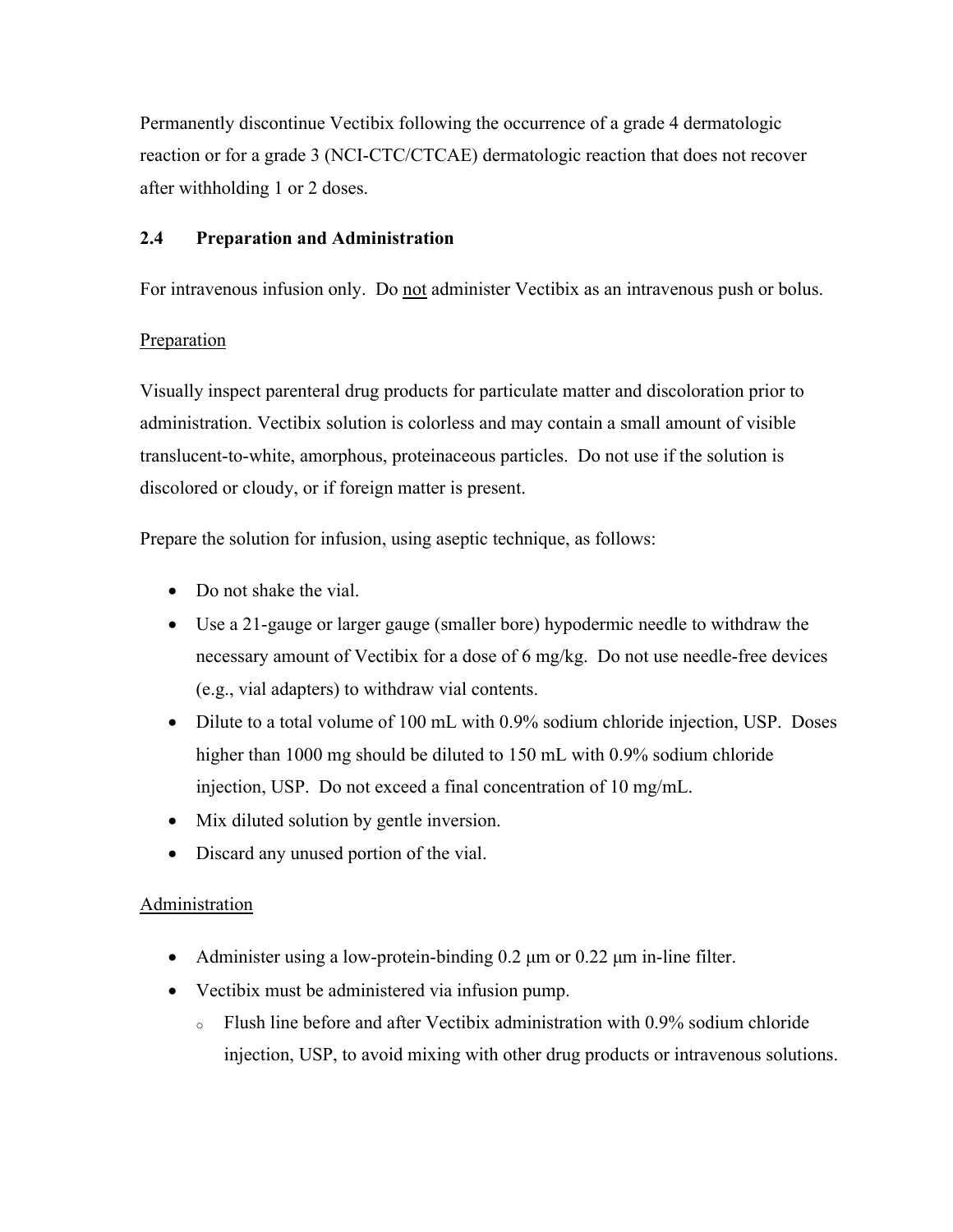Permanently discontinue Vectibix following the occurrence of a grade 4 dermatologic reaction or for a grade 3 (NCI-CTC/CTCAE) dermatologic reaction that does not recover after withholding 1 or 2 doses.

### 2.4 Preparation and Administration

For intravenous infusion only. Do <u>not</u> administer Vectibix as an intravenous push or bolus.

<u>Preparation</u>

Visually inspect parenteral drug products for particulate matter and discoloration prior to administration. Vectibix solution is colorless and may contain a small amount of visible translucent-to-white, amorphous, proteinaceous particles. Do not use if the solution is discolored or cloudy, or if foreign matter is present.

Prepare the solution for infusion, using aseptic technique, as follows:

- Do not shake the vial.
- Use a 21-gauge or larger gauge (smaller bore) hypodermic needle to withdraw the necessary amount of Vectibix for a dose of 6 mg/kg. Do not use needle-free devices (e.g., vial adapters) to withdraw vial contents.
- Dilute to a total volume of 100 mL with 0.9% sodium chloride injection, USP. Doses higher than 1000 mg should be diluted to 150 mL with 0.9% sodium chloride injection, USP. Do not exceed a final concentration of 10 mg/mL.
- Mix diluted solution by gentle inversion.
- Discard any unused portion of the vial.

<u>Administration</u>

- Administer using a low-protein-binding 0.2 µm or 0.22 µm in-line filter.
- Vectibix must be administered via infusion pump.
  - Flush line before and after Vectibix administration with 0.9% sodium chloride injection, USP, to avoid mixing with other drug products or intravenous solutions.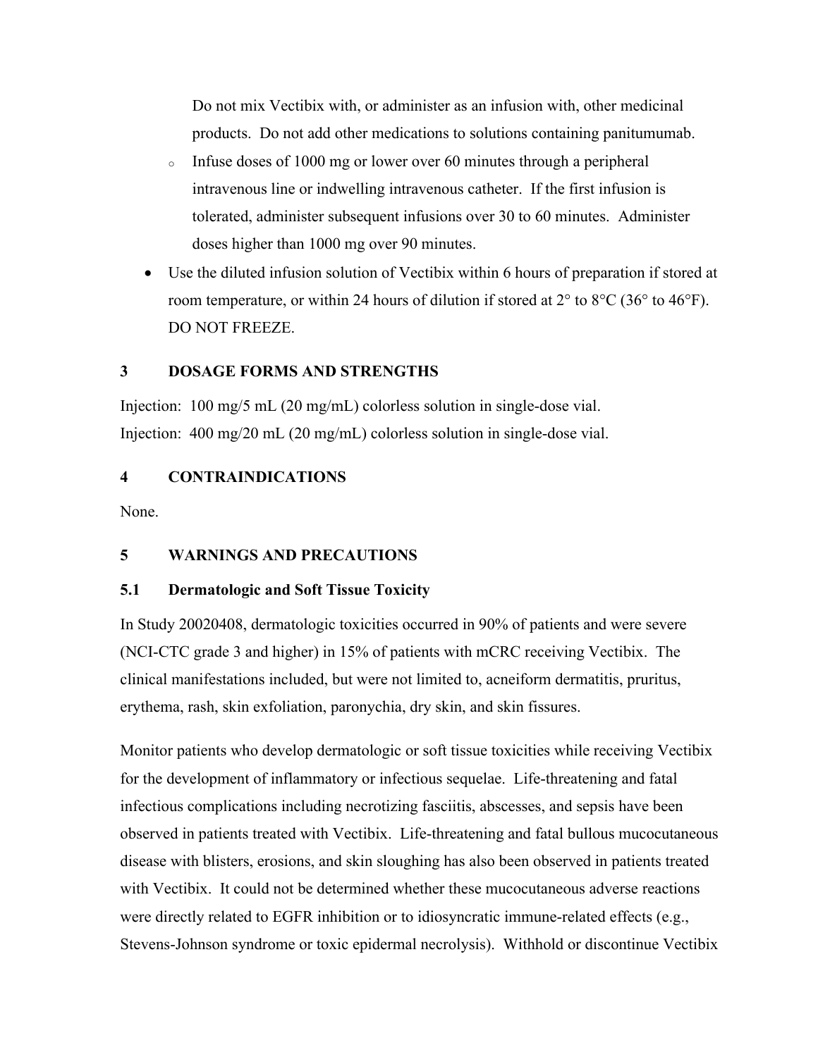Do not mix Vectibix with, or administer as an infusion with, other medicinal products. Do not add other medications to solutions containing panitumumab.

  - Infuse doses of 1000 mg or lower over 60 minutes through a peripheral intravenous line or indwelling intravenous catheter. If the first infusion is tolerated, administer subsequent infusions over 30 to 60 minutes. Administer doses higher than 1000 mg over 90 minutes.

- Use the diluted infusion solution of Vectibix within 6 hours of preparation if stored at room temperature, or within 24 hours of dilution if stored at 2° to 8°C (36° to 46°F). DO NOT FREEZE.

## 3 DOSAGE FORMS AND STRENGTHS

Injection: 100 mg/5 mL (20 mg/mL) colorless solution in single-dose vial.
Injection: 400 mg/20 mL (20 mg/mL) colorless solution in single-dose vial.

## 4 CONTRAINDICATIONS

None.

## 5 WARNINGS AND PRECAUTIONS

### 5.1 Dermatologic and Soft Tissue Toxicity

In Study 20020408, dermatologic toxicities occurred in 90% of patients and were severe (NCI-CTC grade 3 and higher) in 15% of patients with mCRC receiving Vectibix. The clinical manifestations included, but were not limited to, acneiform dermatitis, pruritus, erythema, rash, skin exfoliation, paronychia, dry skin, and skin fissures.

Monitor patients who develop dermatologic or soft tissue toxicities while receiving Vectibix for the development of inflammatory or infectious sequelae. Life-threatening and fatal infectious complications including necrotizing fasciitis, abscesses, and sepsis have been observed in patients treated with Vectibix. Life-threatening and fatal bullous mucocutaneous disease with blisters, erosions, and skin sloughing has also been observed in patients treated with Vectibix. It could not be determined whether these mucocutaneous adverse reactions were directly related to EGFR inhibition or to idiosyncratic immune-related effects (e.g., Stevens-Johnson syndrome or toxic epidermal necrolysis). Withhold or discontinue Vectibix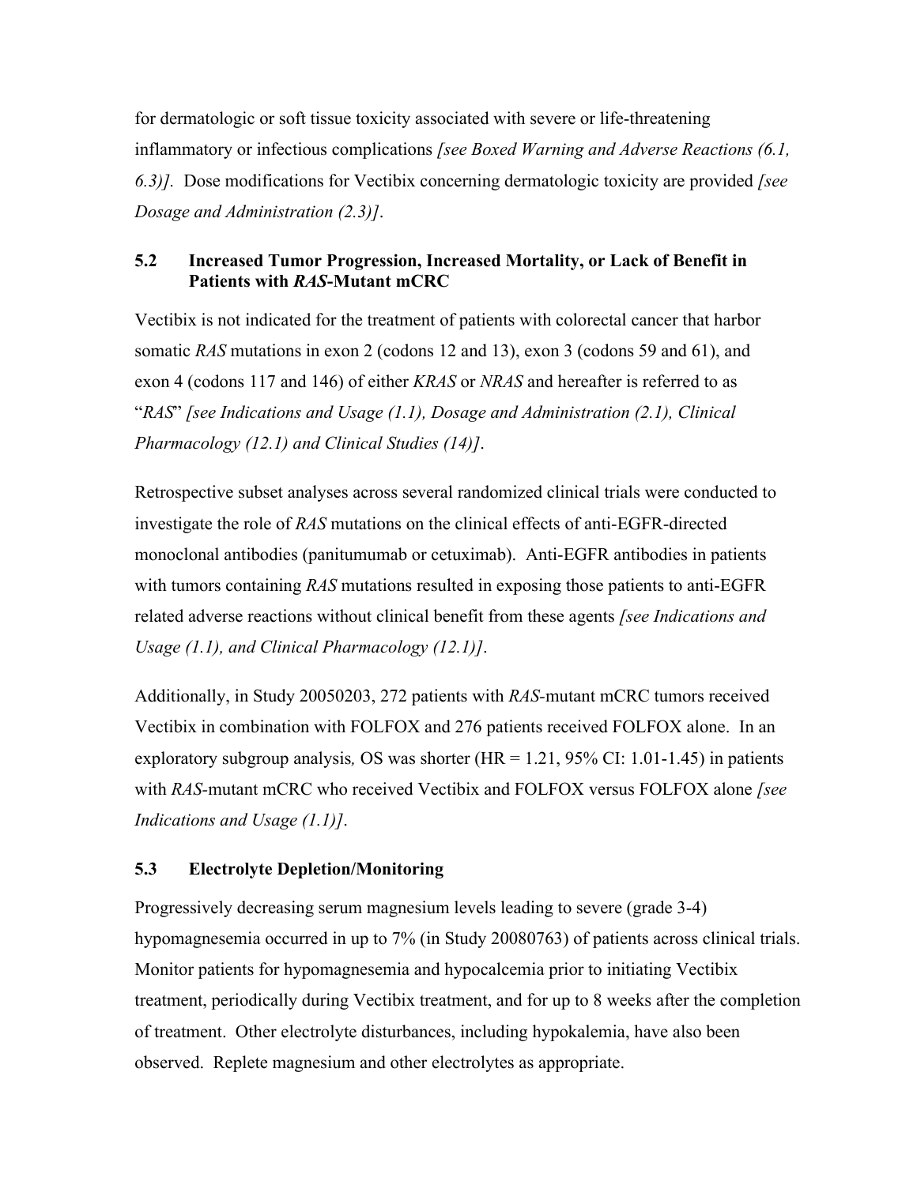for dermatologic or soft tissue toxicity associated with severe or life-threatening inflammatory or infectious complications *[see Boxed Warning and Adverse Reactions (6.1, 6.3)]*. Dose modifications for Vectibix concerning dermatologic toxicity are provided *[see Dosage and Administration (2.3)]*.

### 5.2 Increased Tumor Progression, Increased Mortality, or Lack of Benefit in Patients with *RAS*-Mutant mCRC

Vectibix is not indicated for the treatment of patients with colorectal cancer that harbor somatic *RAS* mutations in exon 2 (codons 12 and 13), exon 3 (codons 59 and 61), and exon 4 (codons 117 and 146) of either *KRAS* or *NRAS* and hereafter is referred to as "*RAS*" *[see Indications and Usage (1.1), Dosage and Administration (2.1), Clinical Pharmacology (12.1) and Clinical Studies (14)]*.

Retrospective subset analyses across several randomized clinical trials were conducted to investigate the role of *RAS* mutations on the clinical effects of anti-EGFR-directed monoclonal antibodies (panitumumab or cetuximab). Anti-EGFR antibodies in patients with tumors containing *RAS* mutations resulted in exposing those patients to anti-EGFR related adverse reactions without clinical benefit from these agents *[see Indications and Usage (1.1), and Clinical Pharmacology (12.1)]*.

Additionally, in Study 20050203, 272 patients with *RAS*-mutant mCRC tumors received Vectibix in combination with FOLFOX and 276 patients received FOLFOX alone. In an exploratory subgroup analysis, OS was shorter (HR = 1.21, 95% CI: 1.01-1.45) in patients with *RAS*-mutant mCRC who received Vectibix and FOLFOX versus FOLFOX alone *[see Indications and Usage (1.1)]*.

### 5.3 Electrolyte Depletion/Monitoring

Progressively decreasing serum magnesium levels leading to severe (grade 3-4) hypomagnesemia occurred in up to 7% (in Study 20080763) of patients across clinical trials. Monitor patients for hypomagnesemia and hypocalcemia prior to initiating Vectibix treatment, periodically during Vectibix treatment, and for up to 8 weeks after the completion of treatment. Other electrolyte disturbances, including hypokalemia, have also been observed. Replete magnesium and other electrolytes as appropriate.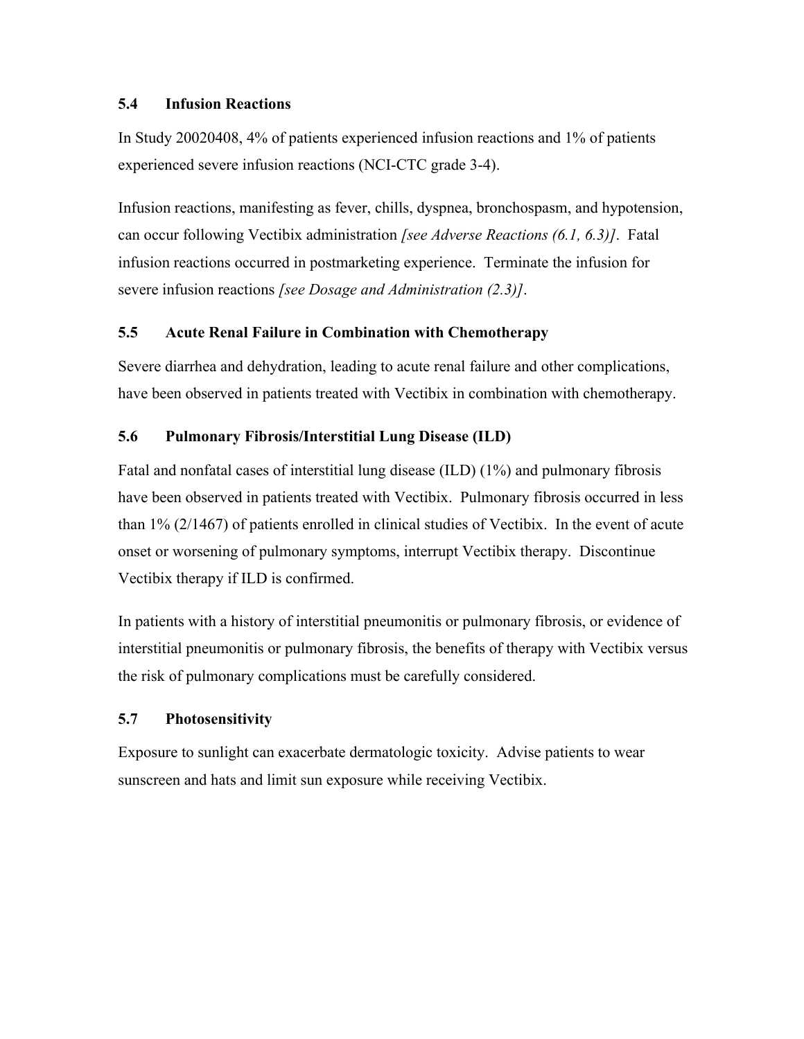### 5.4 Infusion Reactions

In Study 20020408, 4% of patients experienced infusion reactions and 1% of patients experienced severe infusion reactions (NCI-CTC grade 3-4).

Infusion reactions, manifesting as fever, chills, dyspnea, bronchospasm, and hypotension, can occur following Vectibix administration *[see Adverse Reactions (6.1, 6.3)]*. Fatal infusion reactions occurred in postmarketing experience. Terminate the infusion for severe infusion reactions *[see Dosage and Administration (2.3)]*.

### 5.5 Acute Renal Failure in Combination with Chemotherapy

Severe diarrhea and dehydration, leading to acute renal failure and other complications, have been observed in patients treated with Vectibix in combination with chemotherapy.

### 5.6 Pulmonary Fibrosis/Interstitial Lung Disease (ILD)

Fatal and nonfatal cases of interstitial lung disease (ILD) (1%) and pulmonary fibrosis have been observed in patients treated with Vectibix. Pulmonary fibrosis occurred in less than 1% (2/1467) of patients enrolled in clinical studies of Vectibix. In the event of acute onset or worsening of pulmonary symptoms, interrupt Vectibix therapy. Discontinue Vectibix therapy if ILD is confirmed.

In patients with a history of interstitial pneumonitis or pulmonary fibrosis, or evidence of interstitial pneumonitis or pulmonary fibrosis, the benefits of therapy with Vectibix versus the risk of pulmonary complications must be carefully considered.

### 5.7 Photosensitivity

Exposure to sunlight can exacerbate dermatologic toxicity. Advise patients to wear sunscreen and hats and limit sun exposure while receiving Vectibix.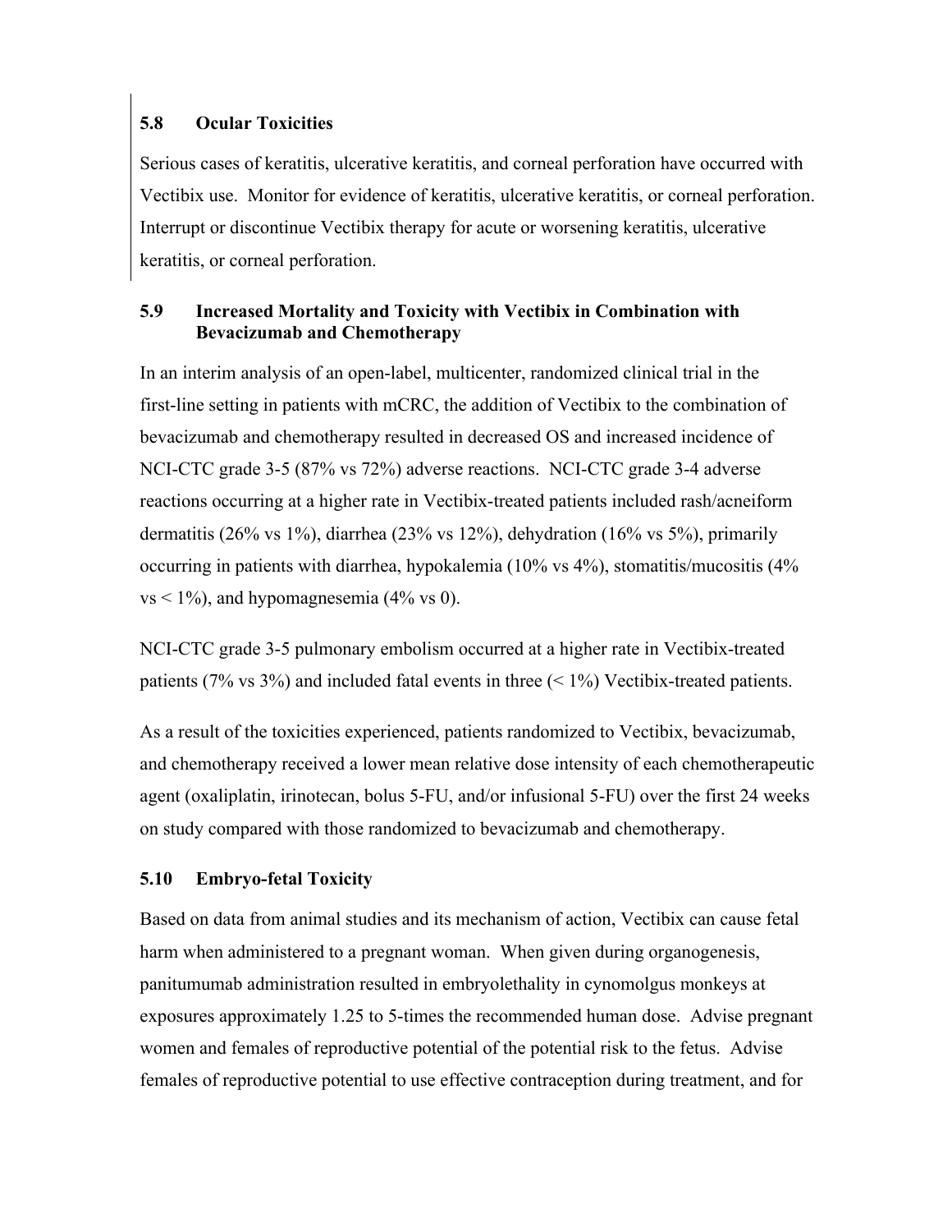### 5.8 Ocular Toxicities

Serious cases of keratitis, ulcerative keratitis, and corneal perforation have occurred with Vectibix use. Monitor for evidence of keratitis, ulcerative keratitis, or corneal perforation. Interrupt or discontinue Vectibix therapy for acute or worsening keratitis, ulcerative keratitis, or corneal perforation.

### 5.9 Increased Mortality and Toxicity with Vectibix in Combination with Bevacizumab and Chemotherapy

In an interim analysis of an open-label, multicenter, randomized clinical trial in the first-line setting in patients with mCRC, the addition of Vectibix to the combination of bevacizumab and chemotherapy resulted in decreased OS and increased incidence of NCI-CTC grade 3-5 (87% vs 72%) adverse reactions. NCI-CTC grade 3-4 adverse reactions occurring at a higher rate in Vectibix-treated patients included rash/acneiform dermatitis (26% vs 1%), diarrhea (23% vs 12%), dehydration (16% vs 5%), primarily occurring in patients with diarrhea, hypokalemia (10% vs 4%), stomatitis/mucositis (4% vs < 1%), and hypomagnesemia (4% vs 0).

NCI-CTC grade 3-5 pulmonary embolism occurred at a higher rate in Vectibix-treated patients (7% vs 3%) and included fatal events in three (< 1%) Vectibix-treated patients.

As a result of the toxicities experienced, patients randomized to Vectibix, bevacizumab, and chemotherapy received a lower mean relative dose intensity of each chemotherapeutic agent (oxaliplatin, irinotecan, bolus 5-FU, and/or infusional 5-FU) over the first 24 weeks on study compared with those randomized to bevacizumab and chemotherapy.

### 5.10 Embryo-fetal Toxicity

Based on data from animal studies and its mechanism of action, Vectibix can cause fetal harm when administered to a pregnant woman. When given during organogenesis, panitumumab administration resulted in embryolethality in cynomolgus monkeys at exposures approximately 1.25 to 5-times the recommended human dose. Advise pregnant women and females of reproductive potential of the potential risk to the fetus. Advise females of reproductive potential to use effective contraception during treatment, and for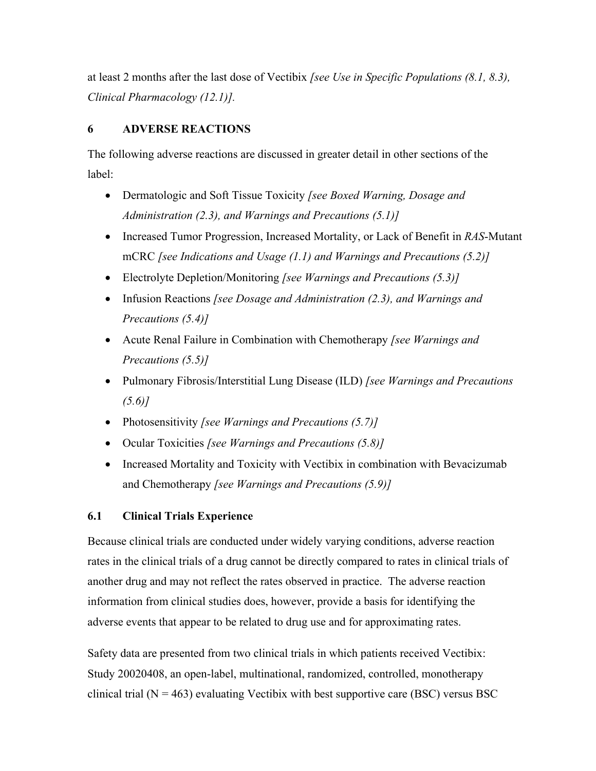at least 2 months after the last dose of Vectibix *[see Use in Specific Populations (8.1, 8.3), Clinical Pharmacology (12.1)].*

## 6 ADVERSE REACTIONS

The following adverse reactions are discussed in greater detail in other sections of the label:

- Dermatologic and Soft Tissue Toxicity *[see Boxed Warning, Dosage and Administration (2.3), and Warnings and Precautions (5.1)]*
- Increased Tumor Progression, Increased Mortality, or Lack of Benefit in *RAS*-Mutant mCRC *[see Indications and Usage (1.1) and Warnings and Precautions (5.2)]*
- Electrolyte Depletion/Monitoring *[see Warnings and Precautions (5.3)]*
- Infusion Reactions *[see Dosage and Administration (2.3), and Warnings and Precautions (5.4)]*
- Acute Renal Failure in Combination with Chemotherapy *[see Warnings and Precautions (5.5)]*
- Pulmonary Fibrosis/Interstitial Lung Disease (ILD) *[see Warnings and Precautions (5.6)]*
- Photosensitivity *[see Warnings and Precautions (5.7)]*
- Ocular Toxicities *[see Warnings and Precautions (5.8)]*
- Increased Mortality and Toxicity with Vectibix in combination with Bevacizumab and Chemotherapy *[see Warnings and Precautions (5.9)]*

### 6.1 Clinical Trials Experience

Because clinical trials are conducted under widely varying conditions, adverse reaction rates in the clinical trials of a drug cannot be directly compared to rates in clinical trials of another drug and may not reflect the rates observed in practice. The adverse reaction information from clinical studies does, however, provide a basis for identifying the adverse events that appear to be related to drug use and for approximating rates.

Safety data are presented from two clinical trials in which patients received Vectibix: Study 20020408, an open-label, multinational, randomized, controlled, monotherapy clinical trial (N = 463) evaluating Vectibix with best supportive care (BSC) versus BSC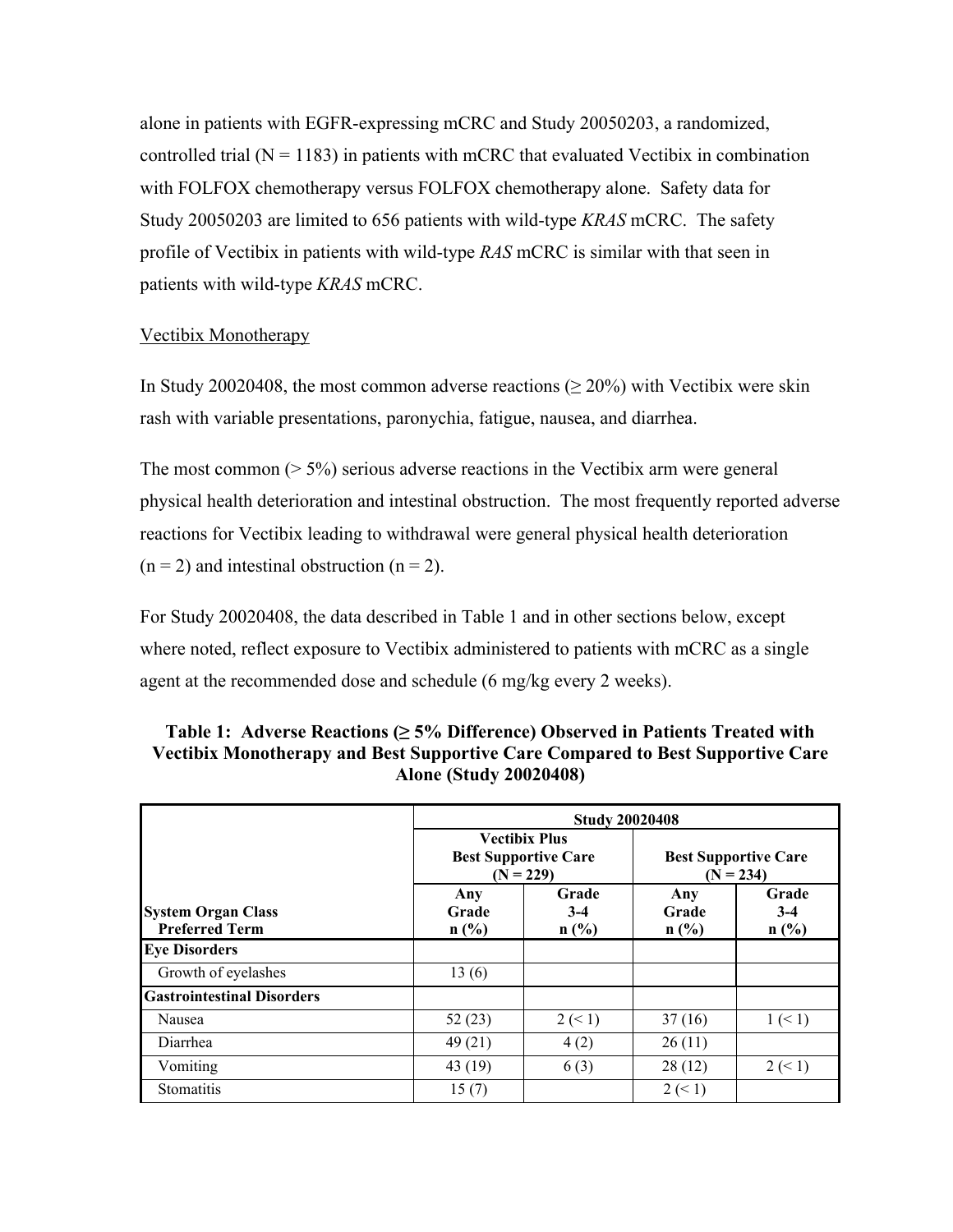alone in patients with EGFR-expressing mCRC and Study 20050203, a randomized, controlled trial (N = 1183) in patients with mCRC that evaluated Vectibix in combination with FOLFOX chemotherapy versus FOLFOX chemotherapy alone. Safety data for Study 20050203 are limited to 656 patients with wild-type *KRAS* mCRC. The safety profile of Vectibix in patients with wild-type *RAS* mCRC is similar with that seen in patients with wild-type *KRAS* mCRC.

Vectibix Monotherapy

In Study 20020408, the most common adverse reactions (≥ 20%) with Vectibix were skin rash with variable presentations, paronychia, fatigue, nausea, and diarrhea.

The most common (> 5%) serious adverse reactions in the Vectibix arm were general physical health deterioration and intestinal obstruction. The most frequently reported adverse reactions for Vectibix leading to withdrawal were general physical health deterioration (n = 2) and intestinal obstruction (n = 2).

For Study 20020408, the data described in Table 1 and in other sections below, except where noted, reflect exposure to Vectibix administered to patients with mCRC as a single agent at the recommended dose and schedule (6 mg/kg every 2 weeks).

**Table 1: Adverse Reactions (≥ 5% Difference) Observed in Patients Treated with Vectibix Monotherapy and Best Supportive Care Compared to Best Supportive Care Alone (Study 20020408)**

| | Study 20020408 | | | |
|---|---|---|---|---|
| | Vectibix Plus Best Supportive Care (N = 229) | | Best Supportive Care (N = 234) | |
| **System Organ Class** / **Preferred Term** | **Any Grade n (%)** | **Grade 3-4 n (%)** | **Any Grade n (%)** | **Grade 3-4 n (%)** |
| **Eye Disorders** | | | | |
| Growth of eyelashes | 13 (6) | | | |
| **Gastrointestinal Disorders** | | | | |
| Nausea | 52 (23) | 2 (< 1) | 37 (16) | 1 (< 1) |
| Diarrhea | 49 (21) | 4 (2) | 26 (11) | |
| Vomiting | 43 (19) | 6 (3) | 28 (12) | 2 (< 1) |
| Stomatitis | 15 (7) | | 2 (< 1) | |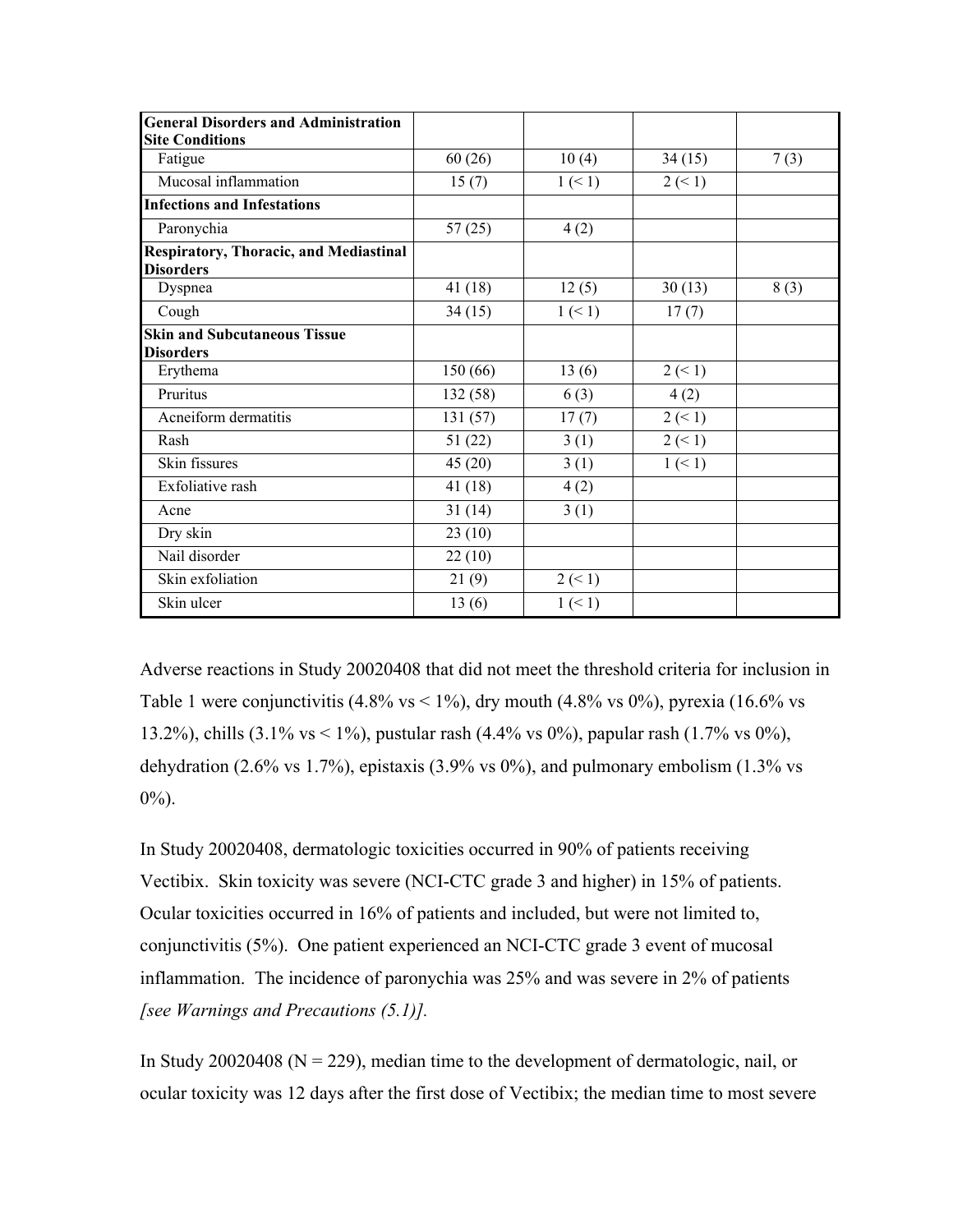| | | | | |
|---|---|---|---|---|
| **General Disorders and Administration Site Conditions** | | | | |
| Fatigue | 60 (26) | 10 (4) | 34 (15) | 7 (3) |
| Mucosal inflammation | 15 (7) | 1 (< 1) | 2 (< 1) | |
| **Infections and Infestations** | | | | |
| Paronychia | 57 (25) | 4 (2) | | |
| **Respiratory, Thoracic, and Mediastinal Disorders** | | | | |
| Dyspnea | 41 (18) | 12 (5) | 30 (13) | 8 (3) |
| Cough | 34 (15) | 1 (< 1) | 17 (7) | |
| **Skin and Subcutaneous Tissue Disorders** | | | | |
| Erythema | 150 (66) | 13 (6) | 2 (< 1) | |
| Pruritus | 132 (58) | 6 (3) | 4 (2) | |
| Acneiform dermatitis | 131 (57) | 17 (7) | 2 (< 1) | |
| Rash | 51 (22) | 3 (1) | 2 (< 1) | |
| Skin fissures | 45 (20) | 3 (1) | 1 (< 1) | |
| Exfoliative rash | 41 (18) | 4 (2) | | |
| Acne | 31 (14) | 3 (1) | | |
| Dry skin | 23 (10) | | | |
| Nail disorder | 22 (10) | | | |
| Skin exfoliation | 21 (9) | 2 (< 1) | | |
| Skin ulcer | 13 (6) | 1 (< 1) | | |

Adverse reactions in Study 20020408 that did not meet the threshold criteria for inclusion in Table 1 were conjunctivitis (4.8% vs < 1%), dry mouth (4.8% vs 0%), pyrexia (16.6% vs 13.2%), chills (3.1% vs < 1%), pustular rash (4.4% vs 0%), papular rash (1.7% vs 0%), dehydration (2.6% vs 1.7%), epistaxis (3.9% vs 0%), and pulmonary embolism (1.3% vs 0%).

In Study 20020408, dermatologic toxicities occurred in 90% of patients receiving Vectibix. Skin toxicity was severe (NCI-CTC grade 3 and higher) in 15% of patients. Ocular toxicities occurred in 16% of patients and included, but were not limited to, conjunctivitis (5%). One patient experienced an NCI-CTC grade 3 event of mucosal inflammation. The incidence of paronychia was 25% and was severe in 2% of patients *[see Warnings and Precautions (5.1)].*

In Study 20020408 (N = 229), median time to the development of dermatologic, nail, or ocular toxicity was 12 days after the first dose of Vectibix; the median time to most severe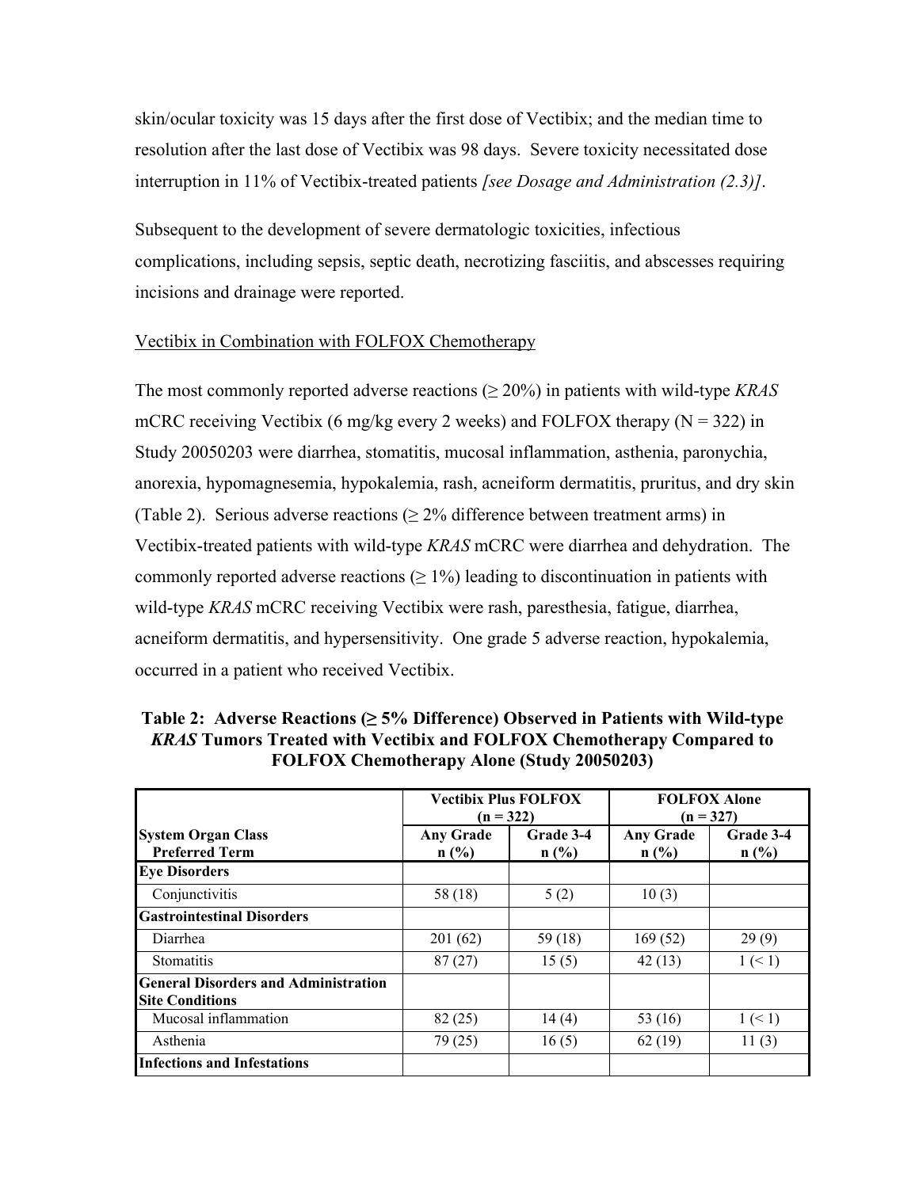skin/ocular toxicity was 15 days after the first dose of Vectibix; and the median time to resolution after the last dose of Vectibix was 98 days. Severe toxicity necessitated dose interruption in 11% of Vectibix-treated patients *[see Dosage and Administration (2.3)]*.

Subsequent to the development of severe dermatologic toxicities, infectious complications, including sepsis, septic death, necrotizing fasciitis, and abscesses requiring incisions and drainage were reported.

Vectibix in Combination with FOLFOX Chemotherapy

The most commonly reported adverse reactions (≥ 20%) in patients with wild-type *KRAS* mCRC receiving Vectibix (6 mg/kg every 2 weeks) and FOLFOX therapy (N = 322) in Study 20050203 were diarrhea, stomatitis, mucosal inflammation, asthenia, paronychia, anorexia, hypomagnesemia, hypokalemia, rash, acneiform dermatitis, pruritus, and dry skin (Table 2). Serious adverse reactions (≥ 2% difference between treatment arms) in Vectibix-treated patients with wild-type *KRAS* mCRC were diarrhea and dehydration. The commonly reported adverse reactions (≥ 1%) leading to discontinuation in patients with wild-type *KRAS* mCRC receiving Vectibix were rash, paresthesia, fatigue, diarrhea, acneiform dermatitis, and hypersensitivity. One grade 5 adverse reaction, hypokalemia, occurred in a patient who received Vectibix.

**Table 2: Adverse Reactions (≥ 5% Difference) Observed in Patients with Wild-type *KRAS* Tumors Treated with Vectibix and FOLFOX Chemotherapy Compared to FOLFOX Chemotherapy Alone (Study 20050203)**

| | Vectibix Plus FOLFOX (n = 322) | | FOLFOX Alone (n = 327) | |
|---|---|---|---|---|
| **System Organ Class**<br>**Preferred Term** | **Any Grade n (%)** | **Grade 3-4 n (%)** | **Any Grade n (%)** | **Grade 3-4 n (%)** |
| **Eye Disorders** | | | | |
| Conjunctivitis | 58 (18) | 5 (2) | 10 (3) | |
| **Gastrointestinal Disorders** | | | | |
| Diarrhea | 201 (62) | 59 (18) | 169 (52) | 29 (9) |
| Stomatitis | 87 (27) | 15 (5) | 42 (13) | 1 (< 1) |
| **General Disorders and Administration Site Conditions** | | | | |
| Mucosal inflammation | 82 (25) | 14 (4) | 53 (16) | 1 (< 1) |
| Asthenia | 79 (25) | 16 (5) | 62 (19) | 11 (3) |
| **Infections and Infestations** | | | | |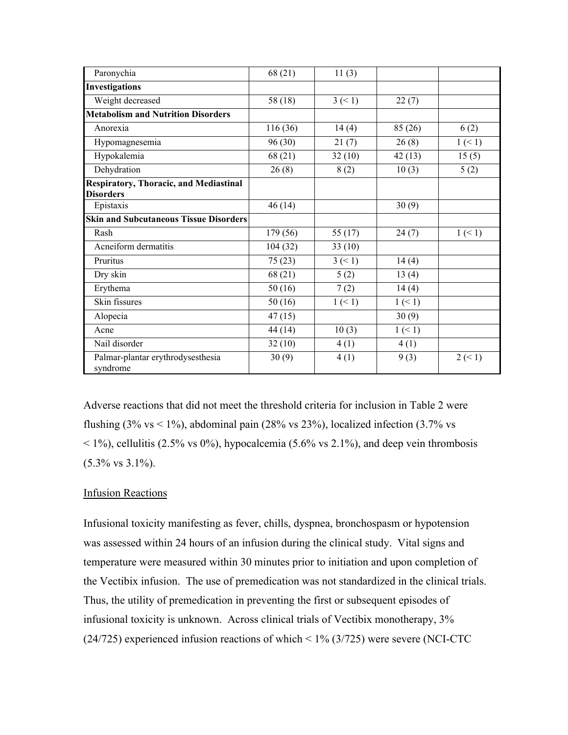| | | | | |
|---|---|---|---|---|
| Paronychia | 68 (21) | 11 (3) | | |
| **Investigations** | | | | |
| Weight decreased | 58 (18) | 3 (< 1) | 22 (7) | |
| **Metabolism and Nutrition Disorders** | | | | |
| Anorexia | 116 (36) | 14 (4) | 85 (26) | 6 (2) |
| Hypomagnesemia | 96 (30) | 21 (7) | 26 (8) | 1 (< 1) |
| Hypokalemia | 68 (21) | 32 (10) | 42 (13) | 15 (5) |
| Dehydration | 26 (8) | 8 (2) | 10 (3) | 5 (2) |
| **Respiratory, Thoracic, and Mediastinal Disorders** | | | | |
| Epistaxis | 46 (14) | | 30 (9) | |
| **Skin and Subcutaneous Tissue Disorders** | | | | |
| Rash | 179 (56) | 55 (17) | 24 (7) | 1 (< 1) |
| Acneiform dermatitis | 104 (32) | 33 (10) | | |
| Pruritus | 75 (23) | 3 (< 1) | 14 (4) | |
| Dry skin | 68 (21) | 5 (2) | 13 (4) | |
| Erythema | 50 (16) | 7 (2) | 14 (4) | |
| Skin fissures | 50 (16) | 1 (< 1) | 1 (< 1) | |
| Alopecia | 47 (15) | | 30 (9) | |
| Acne | 44 (14) | 10 (3) | 1 (< 1) | |
| Nail disorder | 32 (10) | 4 (1) | 4 (1) | |
| Palmar-plantar erythrodysesthesia syndrome | 30 (9) | 4 (1) | 9 (3) | 2 (< 1) |

Adverse reactions that did not meet the threshold criteria for inclusion in Table 2 were flushing (3% vs < 1%), abdominal pain (28% vs 23%), localized infection (3.7% vs < 1%), cellulitis (2.5% vs 0%), hypocalcemia (5.6% vs 2.1%), and deep vein thrombosis (5.3% vs 3.1%).

Infusion Reactions

Infusional toxicity manifesting as fever, chills, dyspnea, bronchospasm or hypotension was assessed within 24 hours of an infusion during the clinical study. Vital signs and temperature were measured within 30 minutes prior to initiation and upon completion of the Vectibix infusion. The use of premedication was not standardized in the clinical trials. Thus, the utility of premedication in preventing the first or subsequent episodes of infusional toxicity is unknown. Across clinical trials of Vectibix monotherapy, 3% (24/725) experienced infusion reactions of which < 1% (3/725) were severe (NCI-CTC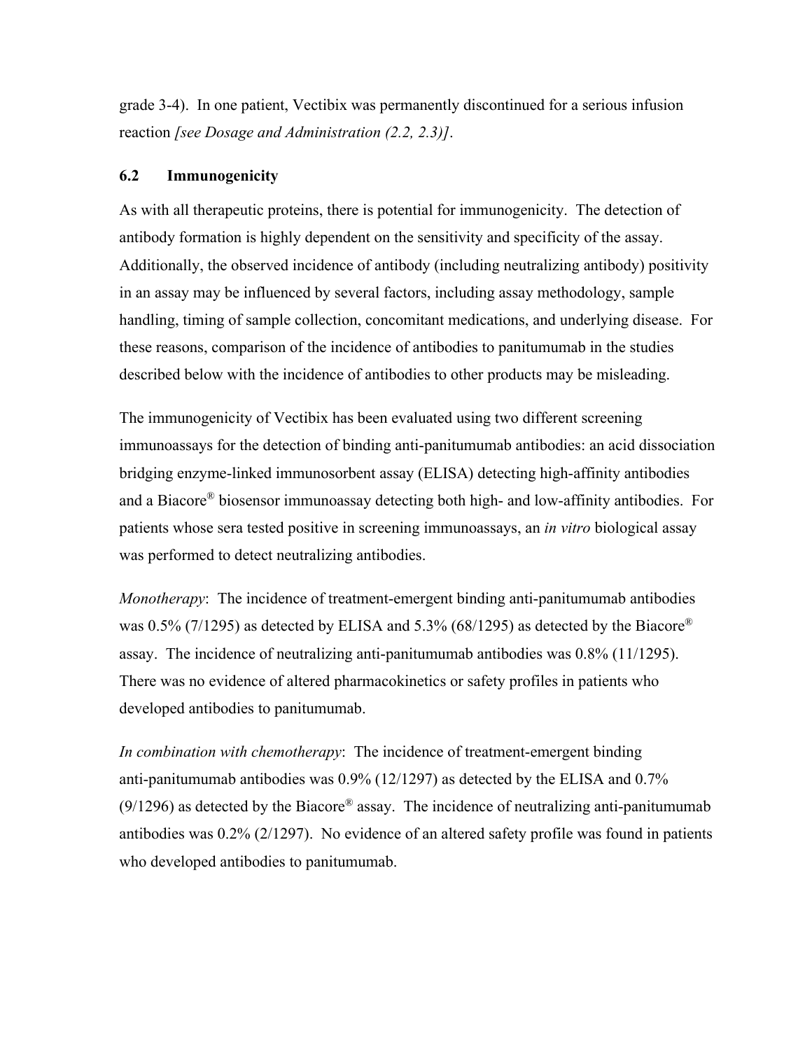grade 3-4). In one patient, Vectibix was permanently discontinued for a serious infusion reaction *[see Dosage and Administration (2.2, 2.3)]*.

### 6.2 Immunogenicity

As with all therapeutic proteins, there is potential for immunogenicity. The detection of antibody formation is highly dependent on the sensitivity and specificity of the assay. Additionally, the observed incidence of antibody (including neutralizing antibody) positivity in an assay may be influenced by several factors, including assay methodology, sample handling, timing of sample collection, concomitant medications, and underlying disease. For these reasons, comparison of the incidence of antibodies to panitumumab in the studies described below with the incidence of antibodies to other products may be misleading.

The immunogenicity of Vectibix has been evaluated using two different screening immunoassays for the detection of binding anti-panitumumab antibodies: an acid dissociation bridging enzyme-linked immunosorbent assay (ELISA) detecting high-affinity antibodies and a Biacore® biosensor immunoassay detecting both high- and low-affinity antibodies. For patients whose sera tested positive in screening immunoassays, an *in vitro* biological assay was performed to detect neutralizing antibodies.

*Monotherapy*: The incidence of treatment-emergent binding anti-panitumumab antibodies was 0.5% (7/1295) as detected by ELISA and 5.3% (68/1295) as detected by the Biacore® assay. The incidence of neutralizing anti-panitumumab antibodies was 0.8% (11/1295). There was no evidence of altered pharmacokinetics or safety profiles in patients who developed antibodies to panitumumab.

*In combination with chemotherapy*: The incidence of treatment-emergent binding anti-panitumumab antibodies was 0.9% (12/1297) as detected by the ELISA and 0.7% (9/1296) as detected by the Biacore® assay. The incidence of neutralizing anti-panitumumab antibodies was 0.2% (2/1297). No evidence of an altered safety profile was found in patients who developed antibodies to panitumumab.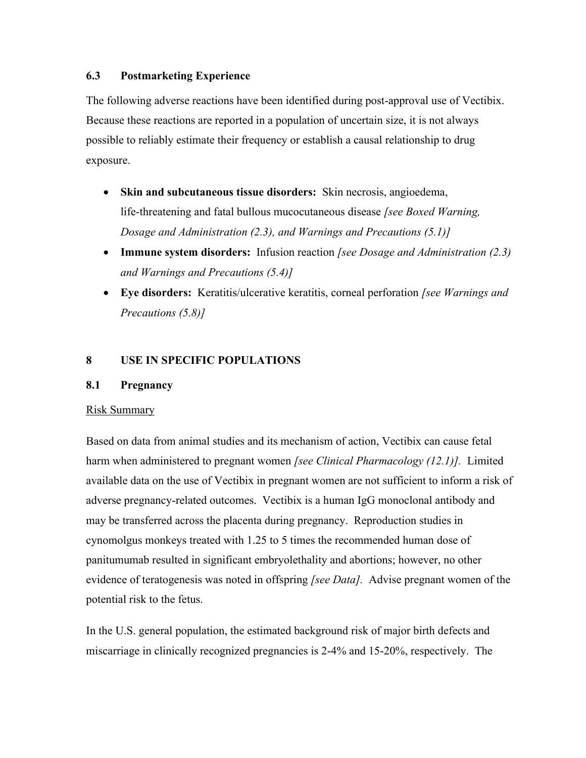### 6.3 Postmarketing Experience

The following adverse reactions have been identified during post-approval use of Vectibix. Because these reactions are reported in a population of uncertain size, it is not always possible to reliably estimate their frequency or establish a causal relationship to drug exposure.

- **Skin and subcutaneous tissue disorders:** Skin necrosis, angioedema, life-threatening and fatal bullous mucocutaneous disease *[see Boxed Warning, Dosage and Administration (2.3), and Warnings and Precautions (5.1)]*
- **Immune system disorders:** Infusion reaction *[see Dosage and Administration (2.3) and Warnings and Precautions (5.4)]*
- **Eye disorders:** Keratitis/ulcerative keratitis, corneal perforation *[see Warnings and Precautions (5.8)]*

## 8 USE IN SPECIFIC POPULATIONS

### 8.1 Pregnancy

Risk Summary

Based on data from animal studies and its mechanism of action, Vectibix can cause fetal harm when administered to pregnant women *[see Clinical Pharmacology (12.1)]*. Limited available data on the use of Vectibix in pregnant women are not sufficient to inform a risk of adverse pregnancy-related outcomes. Vectibix is a human IgG monoclonal antibody and may be transferred across the placenta during pregnancy. Reproduction studies in cynomolgus monkeys treated with 1.25 to 5 times the recommended human dose of panitumumab resulted in significant embryolethality and abortions; however, no other evidence of teratogenesis was noted in offspring *[see Data]*. Advise pregnant women of the potential risk to the fetus.

In the U.S. general population, the estimated background risk of major birth defects and miscarriage in clinically recognized pregnancies is 2-4% and 15-20%, respectively. The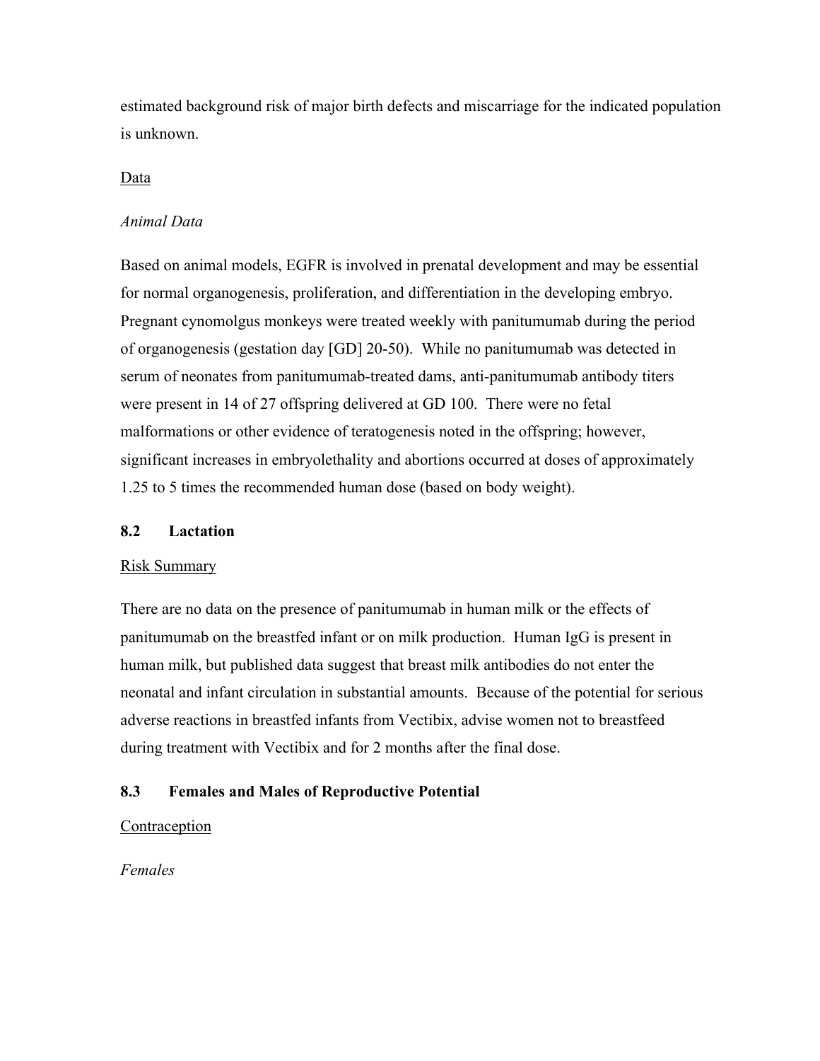estimated background risk of major birth defects and miscarriage for the indicated population is unknown.

Data

*Animal Data*

Based on animal models, EGFR is involved in prenatal development and may be essential for normal organogenesis, proliferation, and differentiation in the developing embryo. Pregnant cynomolgus monkeys were treated weekly with panitumumab during the period of organogenesis (gestation day [GD] 20-50). While no panitumumab was detected in serum of neonates from panitumumab-treated dams, anti-panitumumab antibody titers were present in 14 of 27 offspring delivered at GD 100. There were no fetal malformations or other evidence of teratogenesis noted in the offspring; however, significant increases in embryolethality and abortions occurred at doses of approximately 1.25 to 5 times the recommended human dose (based on body weight).

## 8.2 Lactation

Risk Summary

There are no data on the presence of panitumumab in human milk or the effects of panitumumab on the breastfed infant or on milk production. Human IgG is present in human milk, but published data suggest that breast milk antibodies do not enter the neonatal and infant circulation in substantial amounts. Because of the potential for serious adverse reactions in breastfed infants from Vectibix, advise women not to breastfeed during treatment with Vectibix and for 2 months after the final dose.

## 8.3 Females and Males of Reproductive Potential

Contraception

*Females*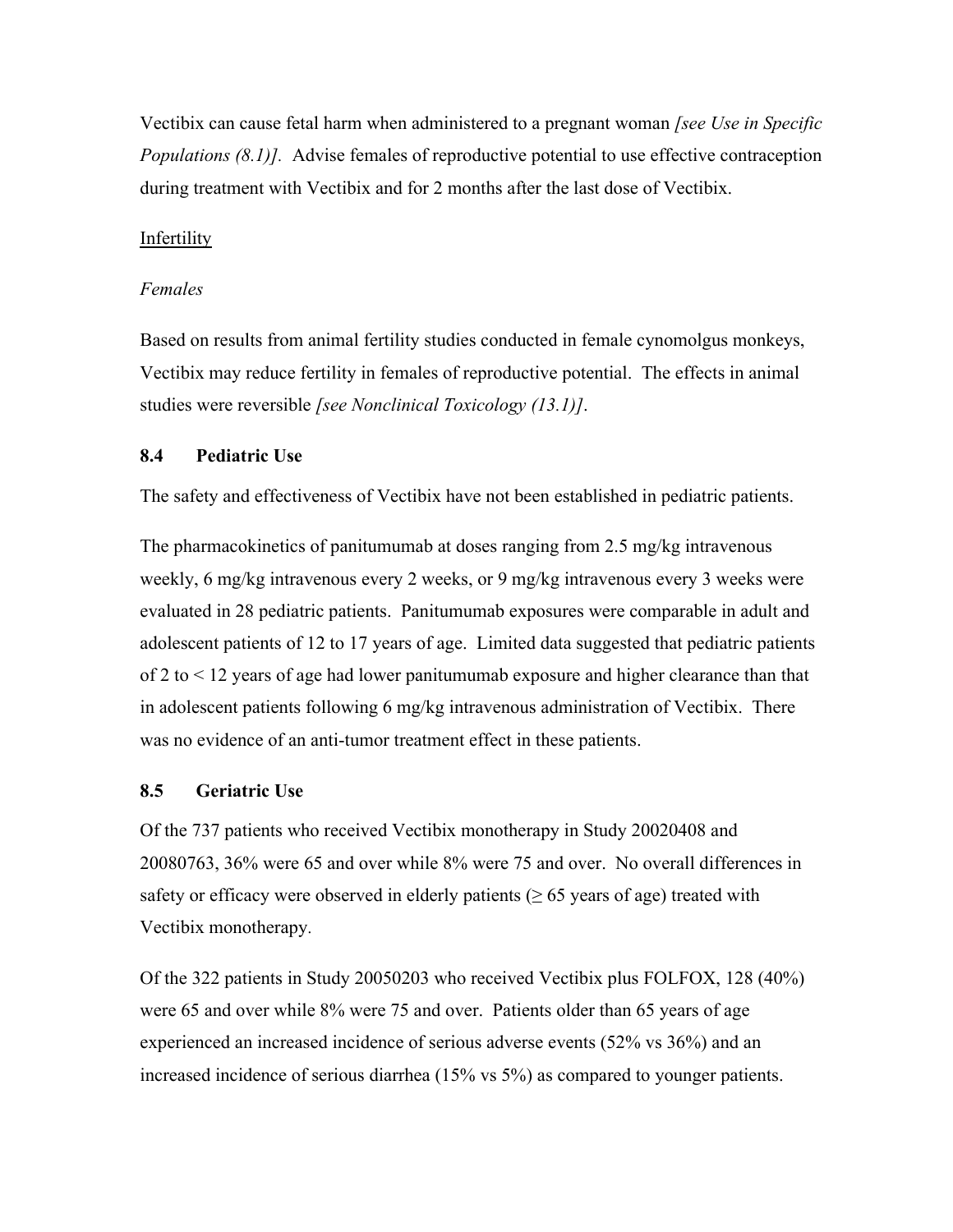Vectibix can cause fetal harm when administered to a pregnant woman *[see Use in Specific Populations (8.1)]*. Advise females of reproductive potential to use effective contraception during treatment with Vectibix and for 2 months after the last dose of Vectibix.

Infertility

*Females*

Based on results from animal fertility studies conducted in female cynomolgus monkeys, Vectibix may reduce fertility in females of reproductive potential. The effects in animal studies were reversible *[see Nonclinical Toxicology (13.1)]*.

### 8.4 Pediatric Use

The safety and effectiveness of Vectibix have not been established in pediatric patients.

The pharmacokinetics of panitumumab at doses ranging from 2.5 mg/kg intravenous weekly, 6 mg/kg intravenous every 2 weeks, or 9 mg/kg intravenous every 3 weeks were evaluated in 28 pediatric patients. Panitumumab exposures were comparable in adult and adolescent patients of 12 to 17 years of age. Limited data suggested that pediatric patients of 2 to < 12 years of age had lower panitumumab exposure and higher clearance than that in adolescent patients following 6 mg/kg intravenous administration of Vectibix. There was no evidence of an anti-tumor treatment effect in these patients.

### 8.5 Geriatric Use

Of the 737 patients who received Vectibix monotherapy in Study 20020408 and 20080763, 36% were 65 and over while 8% were 75 and over. No overall differences in safety or efficacy were observed in elderly patients (≥ 65 years of age) treated with Vectibix monotherapy.

Of the 322 patients in Study 20050203 who received Vectibix plus FOLFOX, 128 (40%) were 65 and over while 8% were 75 and over. Patients older than 65 years of age experienced an increased incidence of serious adverse events (52% vs 36%) and an increased incidence of serious diarrhea (15% vs 5%) as compared to younger patients.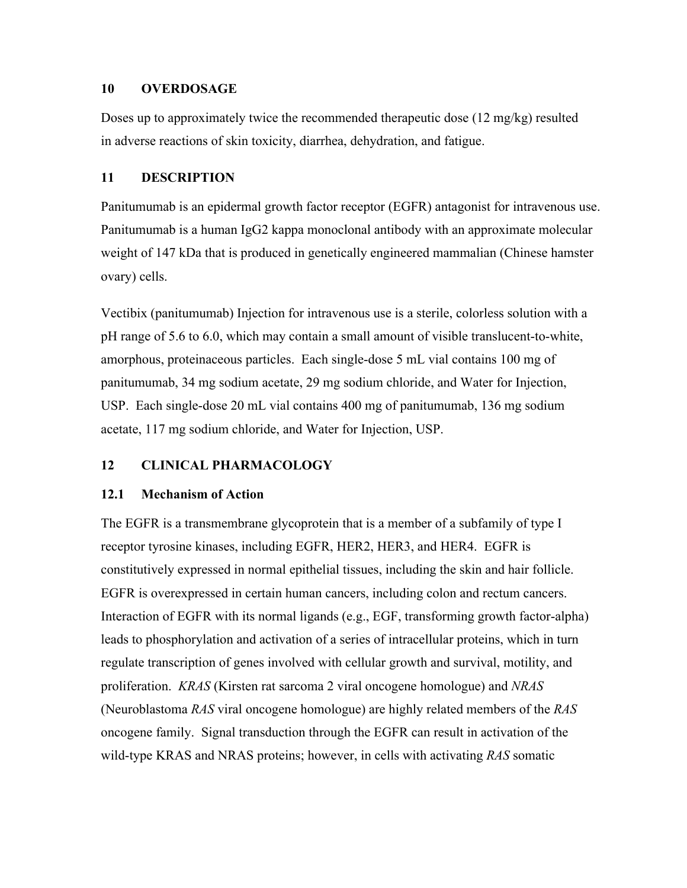## 10 OVERDOSAGE

Doses up to approximately twice the recommended therapeutic dose (12 mg/kg) resulted in adverse reactions of skin toxicity, diarrhea, dehydration, and fatigue.

## 11 DESCRIPTION

Panitumumab is an epidermal growth factor receptor (EGFR) antagonist for intravenous use. Panitumumab is a human IgG2 kappa monoclonal antibody with an approximate molecular weight of 147 kDa that is produced in genetically engineered mammalian (Chinese hamster ovary) cells.

Vectibix (panitumumab) Injection for intravenous use is a sterile, colorless solution with a pH range of 5.6 to 6.0, which may contain a small amount of visible translucent-to-white, amorphous, proteinaceous particles. Each single-dose 5 mL vial contains 100 mg of panitumumab, 34 mg sodium acetate, 29 mg sodium chloride, and Water for Injection, USP. Each single-dose 20 mL vial contains 400 mg of panitumumab, 136 mg sodium acetate, 117 mg sodium chloride, and Water for Injection, USP.

## 12 CLINICAL PHARMACOLOGY

### 12.1 Mechanism of Action

The EGFR is a transmembrane glycoprotein that is a member of a subfamily of type I receptor tyrosine kinases, including EGFR, HER2, HER3, and HER4. EGFR is constitutively expressed in normal epithelial tissues, including the skin and hair follicle. EGFR is overexpressed in certain human cancers, including colon and rectum cancers. Interaction of EGFR with its normal ligands (e.g., EGF, transforming growth factor-alpha) leads to phosphorylation and activation of a series of intracellular proteins, which in turn regulate transcription of genes involved with cellular growth and survival, motility, and proliferation. *KRAS* (Kirsten rat sarcoma 2 viral oncogene homologue) and *NRAS* (Neuroblastoma *RAS* viral oncogene homologue) are highly related members of the *RAS* oncogene family. Signal transduction through the EGFR can result in activation of the wild-type KRAS and NRAS proteins; however, in cells with activating *RAS* somatic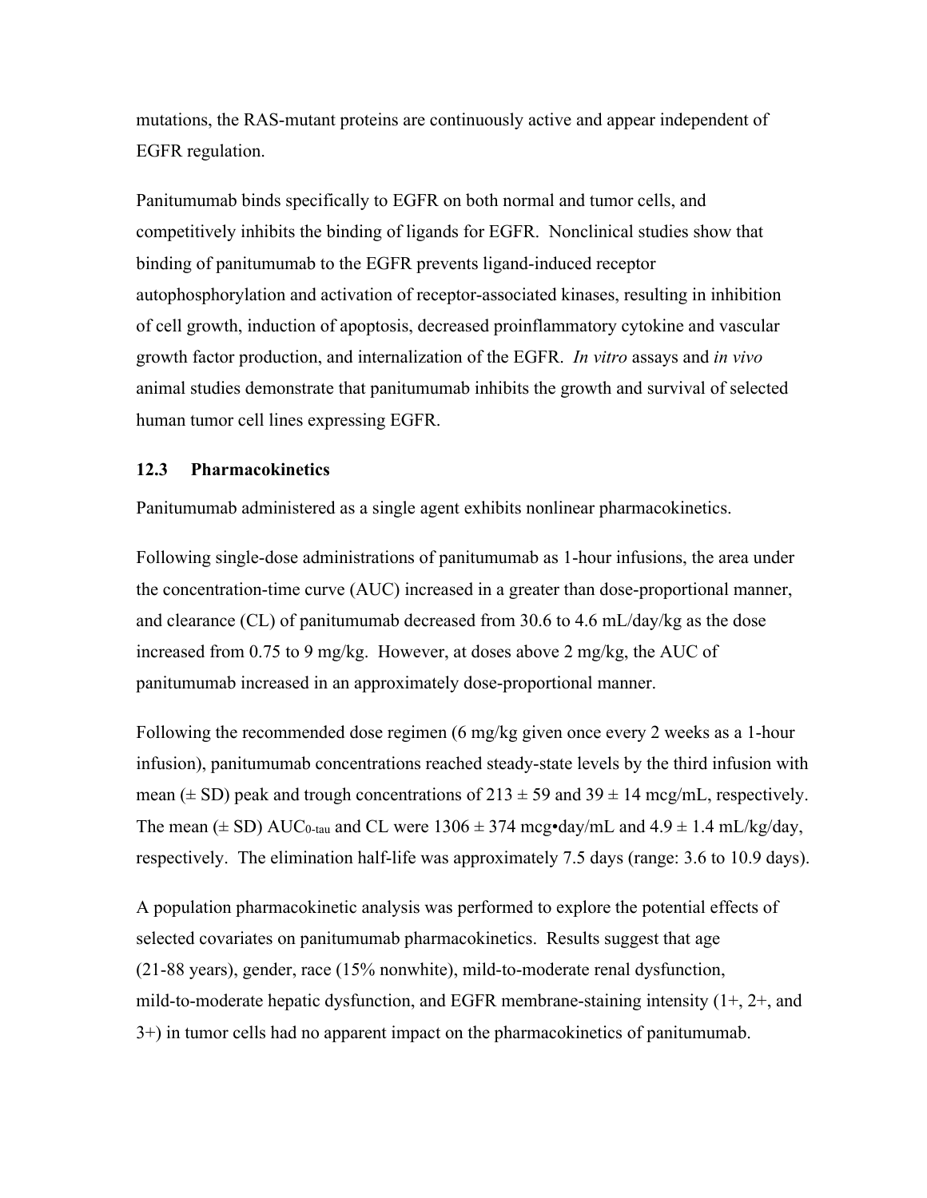mutations, the RAS-mutant proteins are continuously active and appear independent of EGFR regulation.

Panitumumab binds specifically to EGFR on both normal and tumor cells, and competitively inhibits the binding of ligands for EGFR. Nonclinical studies show that binding of panitumumab to the EGFR prevents ligand-induced receptor autophosphorylation and activation of receptor-associated kinases, resulting in inhibition of cell growth, induction of apoptosis, decreased proinflammatory cytokine and vascular growth factor production, and internalization of the EGFR. *In vitro* assays and *in vivo* animal studies demonstrate that panitumumab inhibits the growth and survival of selected human tumor cell lines expressing EGFR.

### 12.3 Pharmacokinetics

Panitumumab administered as a single agent exhibits nonlinear pharmacokinetics.

Following single-dose administrations of panitumumab as 1-hour infusions, the area under the concentration-time curve (AUC) increased in a greater than dose-proportional manner, and clearance (CL) of panitumumab decreased from 30.6 to 4.6 mL/day/kg as the dose increased from 0.75 to 9 mg/kg. However, at doses above 2 mg/kg, the AUC of panitumumab increased in an approximately dose-proportional manner.

Following the recommended dose regimen (6 mg/kg given once every 2 weeks as a 1-hour infusion), panitumumab concentrations reached steady-state levels by the third infusion with mean (± SD) peak and trough concentrations of 213 ± 59 and 39 ± 14 mcg/mL, respectively. The mean (± SD) $AUC_{0\text{-tau}}$ and CL were 1306 ± 374 mcg•day/mL and 4.9 ± 1.4 mL/kg/day, respectively. The elimination half-life was approximately 7.5 days (range: 3.6 to 10.9 days).

A population pharmacokinetic analysis was performed to explore the potential effects of selected covariates on panitumumab pharmacokinetics. Results suggest that age (21-88 years), gender, race (15% nonwhite), mild-to-moderate renal dysfunction, mild-to-moderate hepatic dysfunction, and EGFR membrane-staining intensity (1+, 2+, and 3+) in tumor cells had no apparent impact on the pharmacokinetics of panitumumab.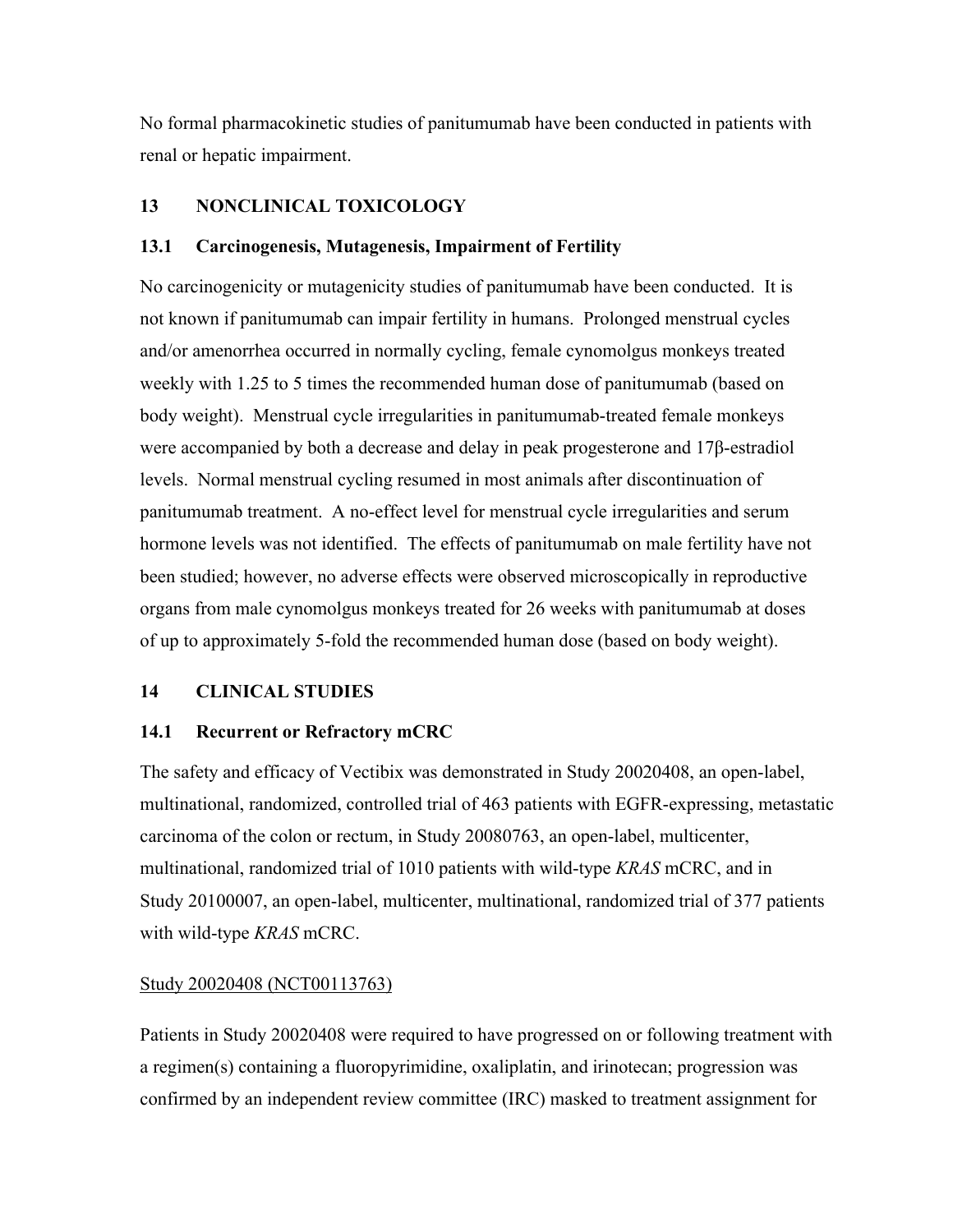No formal pharmacokinetic studies of panitumumab have been conducted in patients with renal or hepatic impairment.

## 13 NONCLINICAL TOXICOLOGY

### 13.1 Carcinogenesis, Mutagenesis, Impairment of Fertility

No carcinogenicity or mutagenicity studies of panitumumab have been conducted. It is not known if panitumumab can impair fertility in humans. Prolonged menstrual cycles and/or amenorrhea occurred in normally cycling, female cynomolgus monkeys treated weekly with 1.25 to 5 times the recommended human dose of panitumumab (based on body weight). Menstrual cycle irregularities in panitumumab-treated female monkeys were accompanied by both a decrease and delay in peak progesterone and 17β-estradiol levels. Normal menstrual cycling resumed in most animals after discontinuation of panitumumab treatment. A no-effect level for menstrual cycle irregularities and serum hormone levels was not identified. The effects of panitumumab on male fertility have not been studied; however, no adverse effects were observed microscopically in reproductive organs from male cynomolgus monkeys treated for 26 weeks with panitumumab at doses of up to approximately 5-fold the recommended human dose (based on body weight).

## 14 CLINICAL STUDIES

### 14.1 Recurrent or Refractory mCRC

The safety and efficacy of Vectibix was demonstrated in Study 20020408, an open-label, multinational, randomized, controlled trial of 463 patients with EGFR-expressing, metastatic carcinoma of the colon or rectum, in Study 20080763, an open-label, multicenter, multinational, randomized trial of 1010 patients with wild-type *KRAS* mCRC, and in Study 20100007, an open-label, multicenter, multinational, randomized trial of 377 patients with wild-type *KRAS* mCRC.

Study 20020408 (NCT00113763)

Patients in Study 20020408 were required to have progressed on or following treatment with a regimen(s) containing a fluoropyrimidine, oxaliplatin, and irinotecan; progression was confirmed by an independent review committee (IRC) masked to treatment assignment for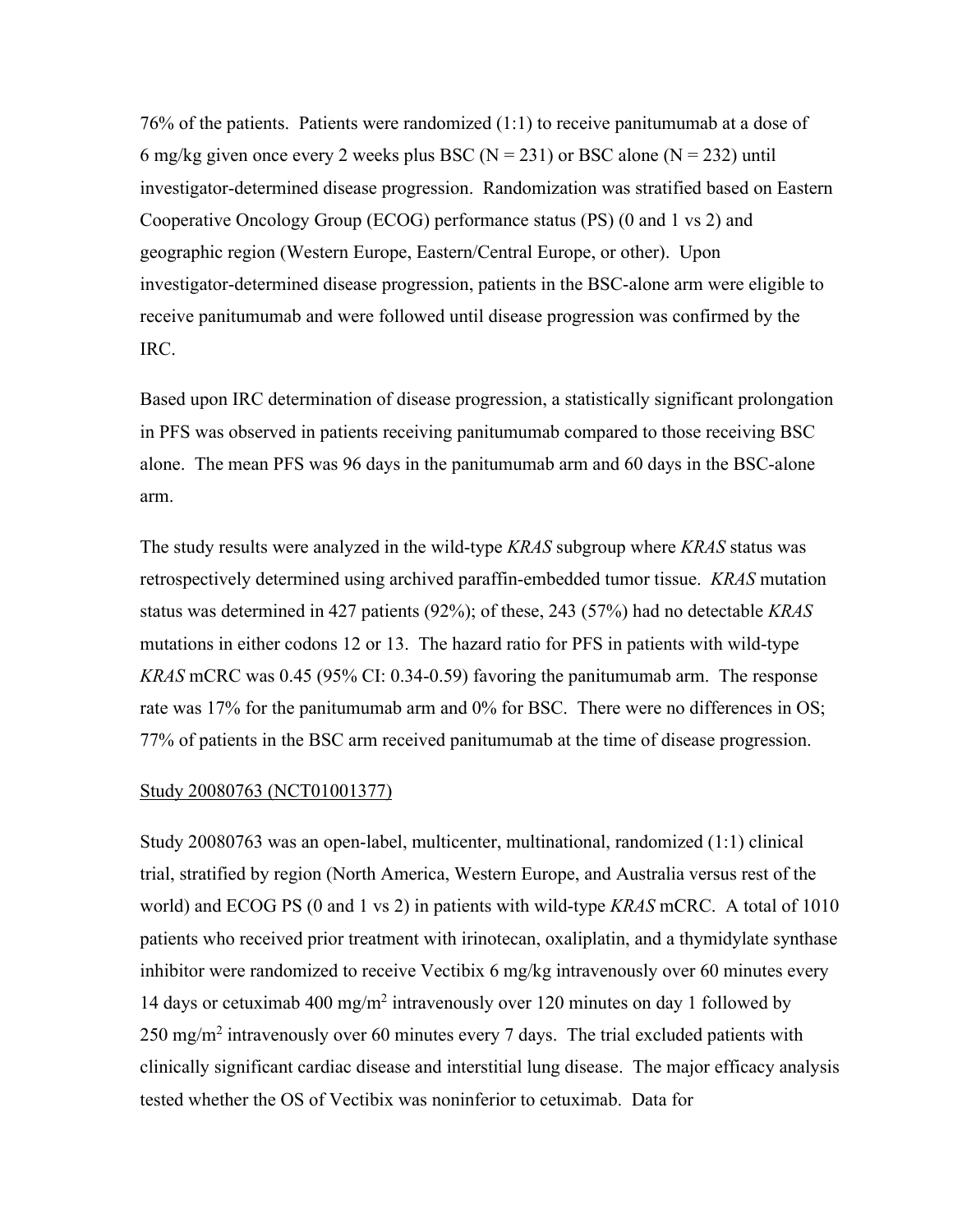76% of the patients. Patients were randomized (1:1) to receive panitumumab at a dose of 6 mg/kg given once every 2 weeks plus BSC (N = 231) or BSC alone (N = 232) until investigator-determined disease progression. Randomization was stratified based on Eastern Cooperative Oncology Group (ECOG) performance status (PS) (0 and 1 vs 2) and geographic region (Western Europe, Eastern/Central Europe, or other). Upon investigator-determined disease progression, patients in the BSC-alone arm were eligible to receive panitumumab and were followed until disease progression was confirmed by the IRC.

Based upon IRC determination of disease progression, a statistically significant prolongation in PFS was observed in patients receiving panitumumab compared to those receiving BSC alone. The mean PFS was 96 days in the panitumumab arm and 60 days in the BSC-alone arm.

The study results were analyzed in the wild-type *KRAS* subgroup where *KRAS* status was retrospectively determined using archived paraffin-embedded tumor tissue. *KRAS* mutation status was determined in 427 patients (92%); of these, 243 (57%) had no detectable *KRAS* mutations in either codons 12 or 13. The hazard ratio for PFS in patients with wild-type *KRAS* mCRC was 0.45 (95% CI: 0.34-0.59) favoring the panitumumab arm. The response rate was 17% for the panitumumab arm and 0% for BSC. There were no differences in OS; 77% of patients in the BSC arm received panitumumab at the time of disease progression.

Study 20080763 (NCT01001377)

Study 20080763 was an open-label, multicenter, multinational, randomized (1:1) clinical trial, stratified by region (North America, Western Europe, and Australia versus rest of the world) and ECOG PS (0 and 1 vs 2) in patients with wild-type *KRAS* mCRC. A total of 1010 patients who received prior treatment with irinotecan, oxaliplatin, and a thymidylate synthase inhibitor were randomized to receive Vectibix 6 mg/kg intravenously over 60 minutes every 14 days or cetuximab 400 mg/m$^2$ intravenously over 120 minutes on day 1 followed by 250 mg/m$^2$ intravenously over 60 minutes every 7 days. The trial excluded patients with clinically significant cardiac disease and interstitial lung disease. The major efficacy analysis tested whether the OS of Vectibix was noninferior to cetuximab. Data for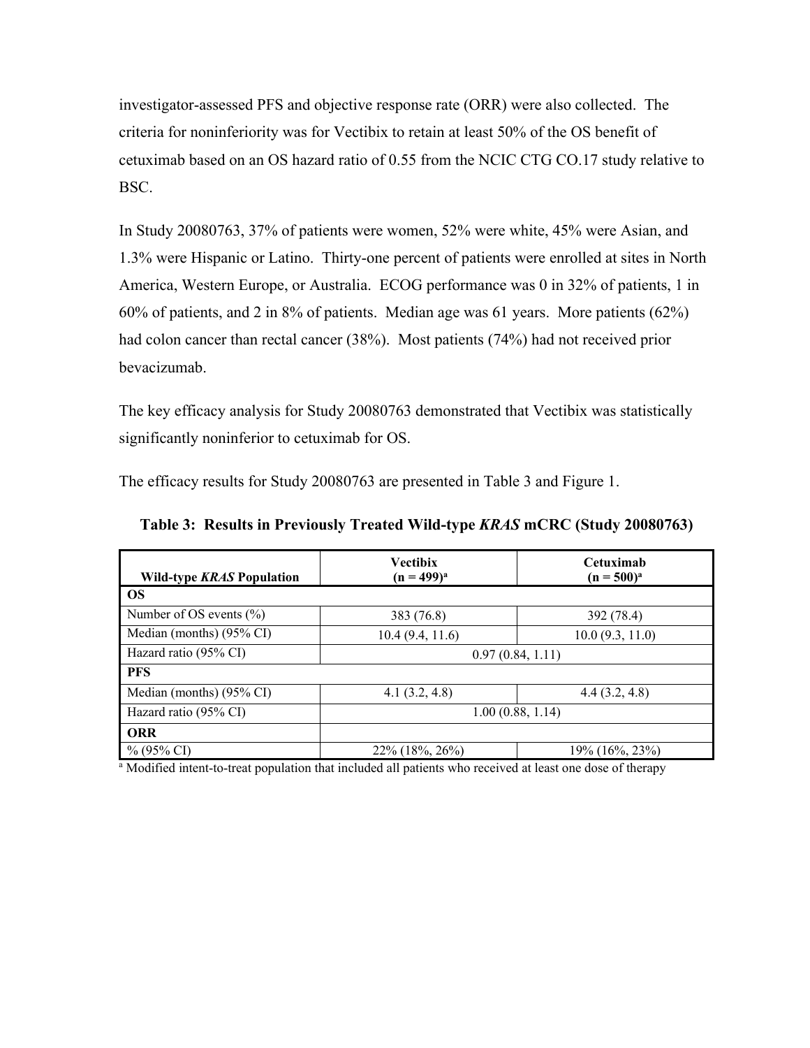investigator-assessed PFS and objective response rate (ORR) were also collected. The criteria for noninferiority was for Vectibix to retain at least 50% of the OS benefit of cetuximab based on an OS hazard ratio of 0.55 from the NCIC CTG CO.17 study relative to BSC.

In Study 20080763, 37% of patients were women, 52% were white, 45% were Asian, and 1.3% were Hispanic or Latino. Thirty-one percent of patients were enrolled at sites in North America, Western Europe, or Australia. ECOG performance was 0 in 32% of patients, 1 in 60% of patients, and 2 in 8% of patients. Median age was 61 years. More patients (62%) had colon cancer than rectal cancer (38%). Most patients (74%) had not received prior bevacizumab.

The key efficacy analysis for Study 20080763 demonstrated that Vectibix was statistically significantly noninferior to cetuximab for OS.

The efficacy results for Study 20080763 are presented in Table 3 and Figure 1.

**Table 3: Results in Previously Treated Wild-type *KRAS* mCRC (Study 20080763)**

| Wild-type *KRAS* Population | Vectibix (n = 499)[a] | Cetuximab (n = 500)[a] |
|---|---|---|
| **OS** | | |
| Number of OS events (%) | 383 (76.8) | 392 (78.4) |
| Median (months) (95% CI) | 10.4 (9.4, 11.6) | 10.0 (9.3, 11.0) |
| Hazard ratio (95% CI) | 0.97 (0.84, 1.11) | |
| **PFS** | | |
| Median (months) (95% CI) | 4.1 (3.2, 4.8) | 4.4 (3.2, 4.8) |
| Hazard ratio (95% CI) | 1.00 (0.88, 1.14) | |
| **ORR** | | |
| % (95% CI) | 22% (18%, 26%) | 19% (16%, 23%) |

[a] Modified intent-to-treat population that included all patients who received at least one dose of therapy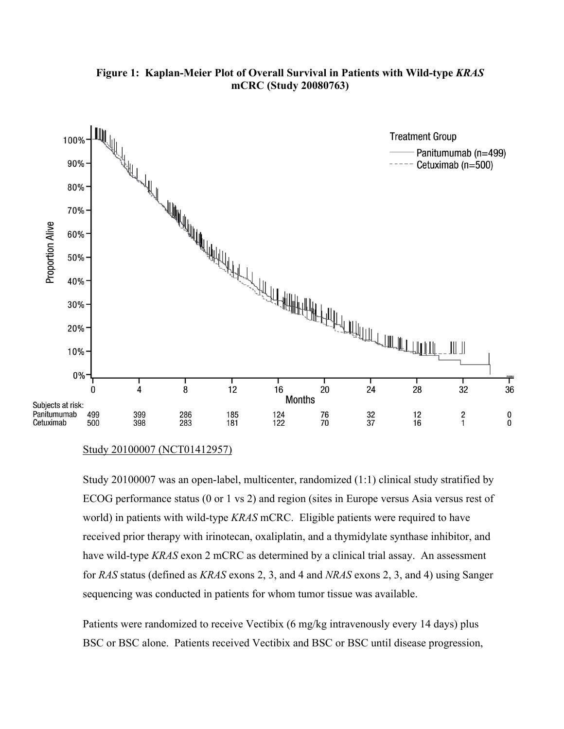**Figure 1: Kaplan-Meier Plot of Overall Survival in Patients with Wild-type *KRAS* mCRC (Study 20080763)**

Subjects at risk:

| | 0 | 4 | 8 | 12 | 16 | 20 | 24 | 28 | 32 | 36 |
|---|---|---|---|---|---|---|---|---|---|---|
| Panitumumab | 499 | 399 | 286 | 185 | 124 | 76 | 32 | 12 | 2 | 0 |
| Cetuximab | 500 | 398 | 283 | 181 | 122 | 70 | 37 | 16 | 1 | 0 |

Study 20100007 (NCT01412957)

Study 20100007 was an open-label, multicenter, randomized (1:1) clinical study stratified by ECOG performance status (0 or 1 vs 2) and region (sites in Europe versus Asia versus rest of world) in patients with wild-type *KRAS* mCRC. Eligible patients were required to have received prior therapy with irinotecan, oxaliplatin, and a thymidylate synthase inhibitor, and have wild-type *KRAS* exon 2 mCRC as determined by a clinical trial assay. An assessment for *RAS* status (defined as *KRAS* exons 2, 3, and 4 and *NRAS* exons 2, 3, and 4) using Sanger sequencing was conducted in patients for whom tumor tissue was available.

Patients were randomized to receive Vectibix (6 mg/kg intravenously every 14 days) plus BSC or BSC alone. Patients received Vectibix and BSC or BSC until disease progression,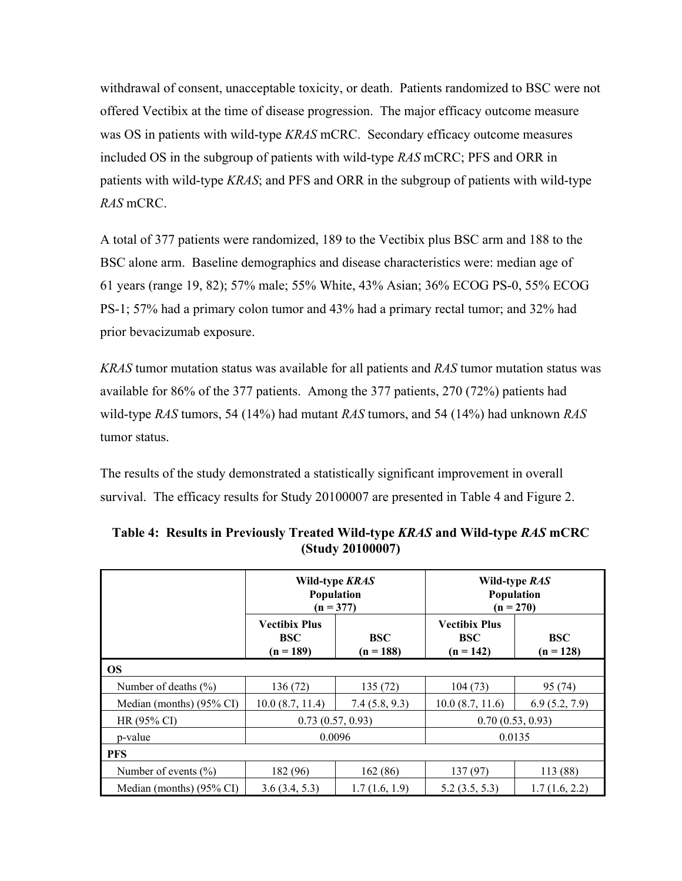withdrawal of consent, unacceptable toxicity, or death. Patients randomized to BSC were not offered Vectibix at the time of disease progression. The major efficacy outcome measure was OS in patients with wild-type *KRAS* mCRC. Secondary efficacy outcome measures included OS in the subgroup of patients with wild-type *RAS* mCRC; PFS and ORR in patients with wild-type *KRAS*; and PFS and ORR in the subgroup of patients with wild-type *RAS* mCRC.

A total of 377 patients were randomized, 189 to the Vectibix plus BSC arm and 188 to the BSC alone arm. Baseline demographics and disease characteristics were: median age of 61 years (range 19, 82); 57% male; 55% White, 43% Asian; 36% ECOG PS-0, 55% ECOG PS-1; 57% had a primary colon tumor and 43% had a primary rectal tumor; and 32% had prior bevacizumab exposure.

*KRAS* tumor mutation status was available for all patients and *RAS* tumor mutation status was available for 86% of the 377 patients. Among the 377 patients, 270 (72%) patients had wild-type *RAS* tumors, 54 (14%) had mutant *RAS* tumors, and 54 (14%) had unknown *RAS* tumor status.

The results of the study demonstrated a statistically significant improvement in overall survival. The efficacy results for Study 20100007 are presented in Table 4 and Figure 2.

**Table 4: Results in Previously Treated Wild-type *KRAS* and Wild-type *RAS* mCRC (Study 20100007)**

| | **Wild-type *KRAS* Population (n = 377)** | | **Wild-type *RAS* Population (n = 270)** | |
|---|---|---|---|---|
| | **Vectibix Plus BSC (n = 189)** | **BSC (n = 188)** | **Vectibix Plus BSC (n = 142)** | **BSC (n = 128)** |
| **OS** | | | | |
| Number of deaths (%) | 136 (72) | 135 (72) | 104 (73) | 95 (74) |
| Median (months) (95% CI) | 10.0 (8.7, 11.4) | 7.4 (5.8, 9.3) | 10.0 (8.7, 11.6) | 6.9 (5.2, 7.9) |
| HR (95% CI) | 0.73 (0.57, 0.93) | | 0.70 (0.53, 0.93) | |
| p-value | 0.0096 | | 0.0135 | |
| **PFS** | | | | |
| Number of events (%) | 182 (96) | 162 (86) | 137 (97) | 113 (88) |
| Median (months) (95% CI) | 3.6 (3.4, 5.3) | 1.7 (1.6, 1.9) | 5.2 (3.5, 5.3) | 1.7 (1.6, 2.2) |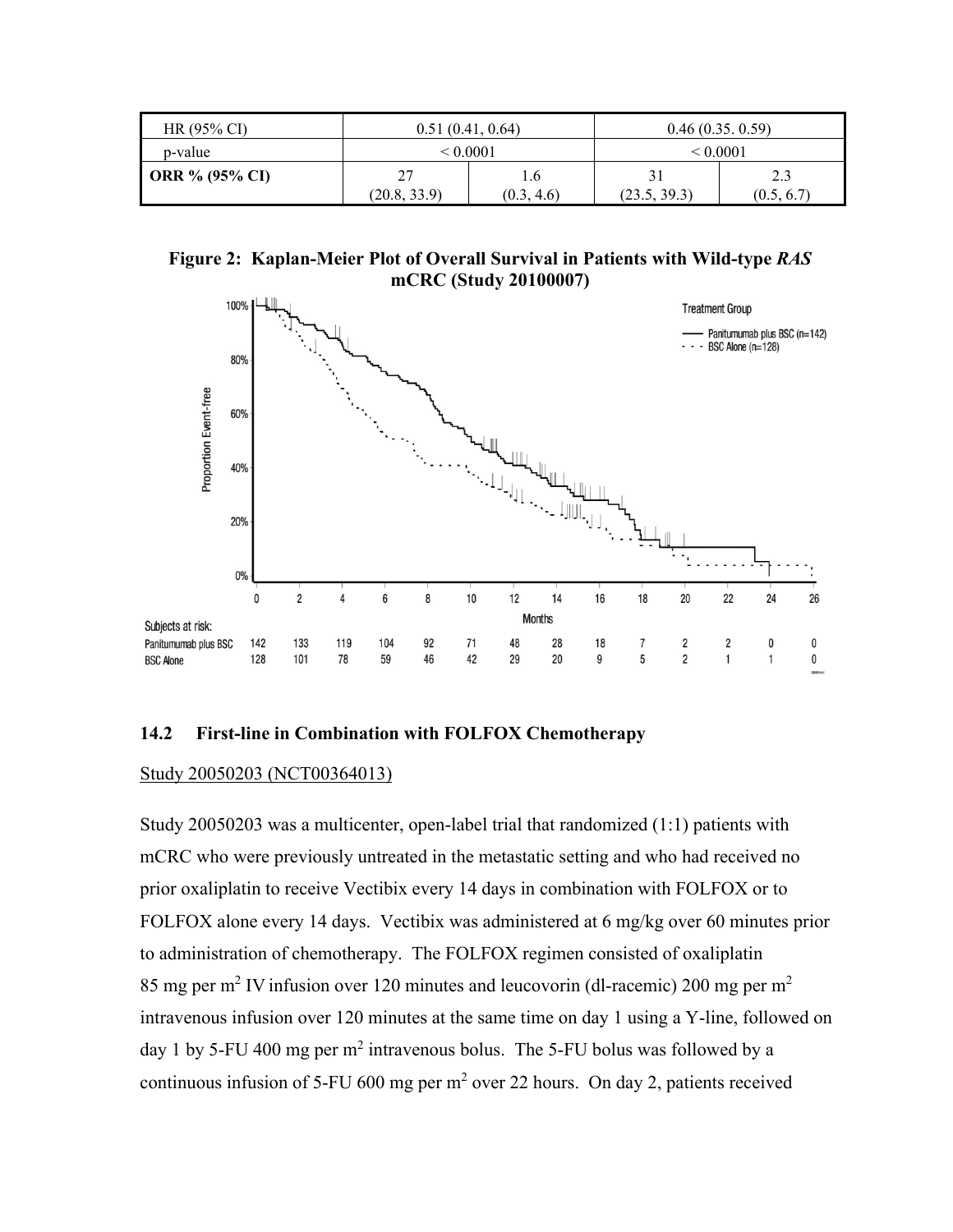| HR (95% CI) | 0.51 (0.41, 0.64) | | 0.46 (0.35. 0.59) | |
|---|---|---|---|---|
| p-value | < 0.0001 | | < 0.0001 | |
| **ORR % (95% CI)** | 27 (20.8, 33.9) | 1.6 (0.3, 4.6) | 31 (23.5, 39.3) | 2.3 (0.5, 6.7) |

**Figure 2: Kaplan-Meier Plot of Overall Survival in Patients with Wild-type *RAS* mCRC (Study 20100007)**

| Subjects at risk: | 0 | 2 | 4 | 6 | 8 | 10 | 12 | 14 | 16 | 18 | 20 | 22 | 24 | 26 |
|---|---|---|---|---|---|---|---|---|---|---|---|---|---|---|
| Panitumumab plus BSC | 142 | 133 | 119 | 104 | 92 | 71 | 48 | 28 | 18 | 7 | 2 | 2 | 0 | 0 |
| BSC Alone | 128 | 101 | 78 | 59 | 46 | 42 | 29 | 20 | 9 | 5 | 2 | 1 | 1 | 0 |

### 14.2 First-line in Combination with FOLFOX Chemotherapy

Study 20050203 (NCT00364013)

Study 20050203 was a multicenter, open-label trial that randomized (1:1) patients with mCRC who were previously untreated in the metastatic setting and who had received no prior oxaliplatin to receive Vectibix every 14 days in combination with FOLFOX or to FOLFOX alone every 14 days. Vectibix was administered at 6 mg/kg over 60 minutes prior to administration of chemotherapy. The FOLFOX regimen consisted of oxaliplatin 85 mg per $m^2$ IV infusion over 120 minutes and leucovorin (dl-racemic) 200 mg per $m^2$ intravenous infusion over 120 minutes at the same time on day 1 using a Y-line, followed on day 1 by 5-FU 400 mg per $m^2$ intravenous bolus. The 5-FU bolus was followed by a continuous infusion of 5-FU 600 mg per $m^2$ over 22 hours. On day 2, patients received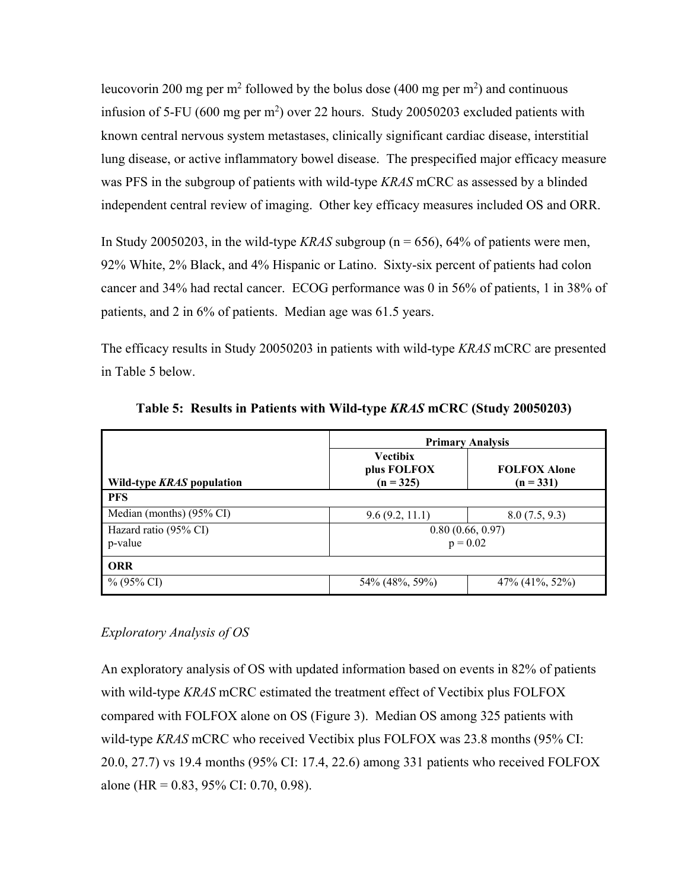leucovorin 200 mg per $m^2$ followed by the bolus dose (400 mg per $m^2$) and continuous infusion of 5-FU (600 mg per $m^2$) over 22 hours. Study 20050203 excluded patients with known central nervous system metastases, clinically significant cardiac disease, interstitial lung disease, or active inflammatory bowel disease. The prespecified major efficacy measure was PFS in the subgroup of patients with wild-type *KRAS* mCRC as assessed by a blinded independent central review of imaging. Other key efficacy measures included OS and ORR.

In Study 20050203, in the wild-type *KRAS* subgroup (n = 656), 64% of patients were men, 92% White, 2% Black, and 4% Hispanic or Latino. Sixty-six percent of patients had colon cancer and 34% had rectal cancer. ECOG performance was 0 in 56% of patients, 1 in 38% of patients, and 2 in 6% of patients. Median age was 61.5 years.

The efficacy results in Study 20050203 in patients with wild-type *KRAS* mCRC are presented in Table 5 below.

**Table 5: Results in Patients with Wild-type *KRAS* mCRC (Study 20050203)**

| | **Primary Analysis** | |
|---|---|---|
| **Wild-type *KRAS* population** | **Vectibix plus FOLFOX (n = 325)** | **FOLFOX Alone (n = 331)** |
| **PFS** | | |
| Median (months) (95% CI) | 9.6 (9.2, 11.1) | 8.0 (7.5, 9.3) |
| Hazard ratio (95% CI) p-value | 0.80 (0.66, 0.97) p = 0.02 | |
| **ORR** | | |
| % (95% CI) | 54% (48%, 59%) | 47% (41%, 52%) |

*Exploratory Analysis of OS*

An exploratory analysis of OS with updated information based on events in 82% of patients with wild-type *KRAS* mCRC estimated the treatment effect of Vectibix plus FOLFOX compared with FOLFOX alone on OS (Figure 3). Median OS among 325 patients with wild-type *KRAS* mCRC who received Vectibix plus FOLFOX was 23.8 months (95% CI: 20.0, 27.7) vs 19.4 months (95% CI: 17.4, 22.6) among 331 patients who received FOLFOX alone (HR = 0.83, 95% CI: 0.70, 0.98).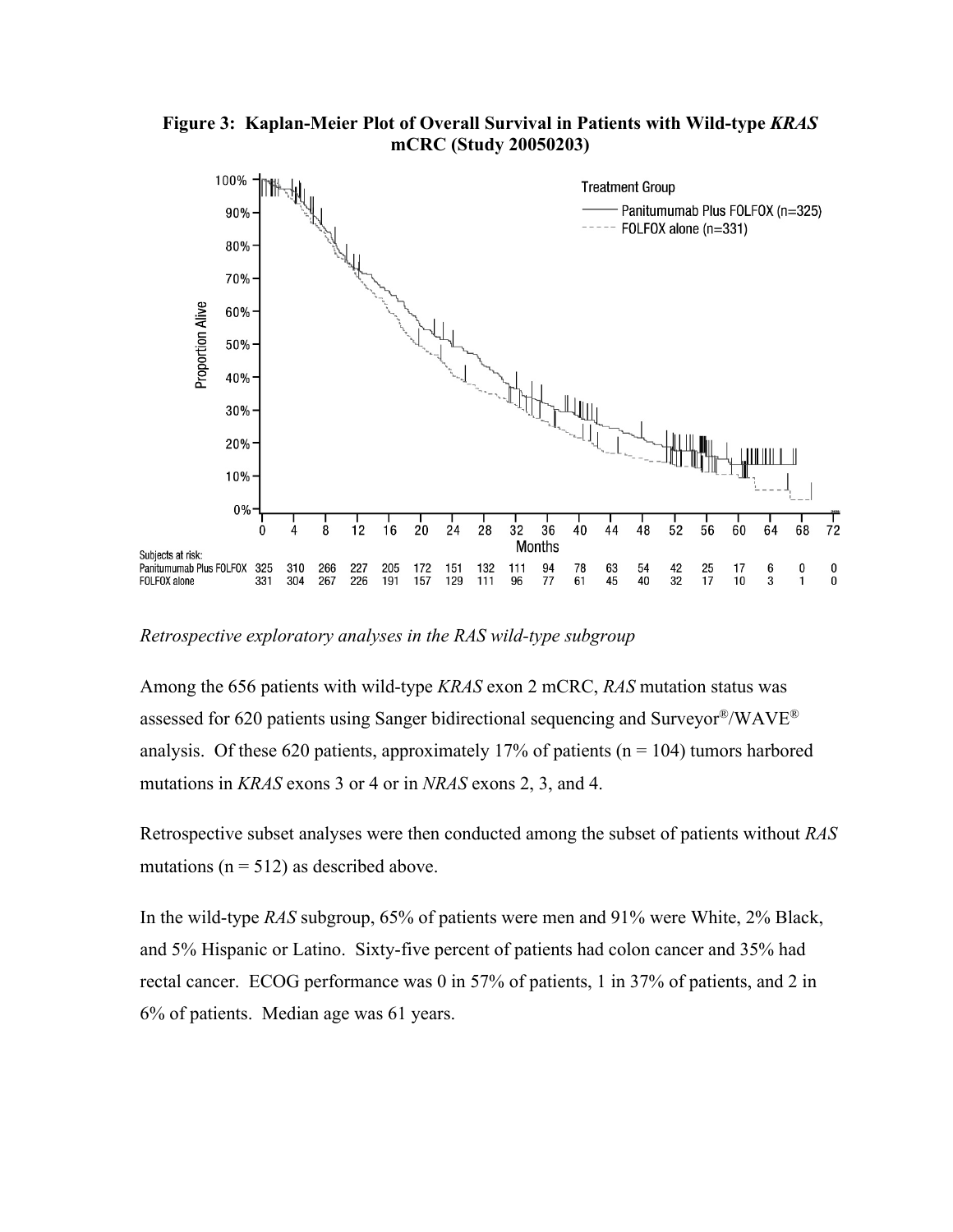**Figure 3: Kaplan-Meier Plot of Overall Survival in Patients with Wild-type *KRAS* mCRC (Study 20050203)**

| Subjects at risk: | 0 | 4 | 8 | 12 | 16 | 20 | 24 | 28 | 32 | 36 | 40 | 44 | 48 | 52 | 56 | 60 | 64 | 68 | 72 |
|---|---|---|---|---|---|---|---|---|---|---|---|---|---|---|---|---|---|---|---|
| Panitumumab Plus FOLFOX | 325 | 310 | 266 | 227 | 205 | 172 | 151 | 132 | 111 | 94 | 78 | 63 | 54 | 42 | 25 | 17 | 6 | 0 | 0 |
| FOLFOX alone | 331 | 304 | 267 | 226 | 191 | 157 | 129 | 111 | 96 | 77 | 61 | 45 | 40 | 32 | 17 | 10 | 3 | 1 | 0 |

*Retrospective exploratory analyses in the RAS wild-type subgroup*

Among the 656 patients with wild-type *KRAS* exon 2 mCRC, *RAS* mutation status was assessed for 620 patients using Sanger bidirectional sequencing and Surveyor®/WAVE® analysis. Of these 620 patients, approximately 17% of patients (n = 104) tumors harbored mutations in *KRAS* exons 3 or 4 or in *NRAS* exons 2, 3, and 4.

Retrospective subset analyses were then conducted among the subset of patients without *RAS* mutations (n = 512) as described above.

In the wild-type *RAS* subgroup, 65% of patients were men and 91% were White, 2% Black, and 5% Hispanic or Latino. Sixty-five percent of patients had colon cancer and 35% had rectal cancer. ECOG performance was 0 in 57% of patients, 1 in 37% of patients, and 2 in 6% of patients. Median age was 61 years.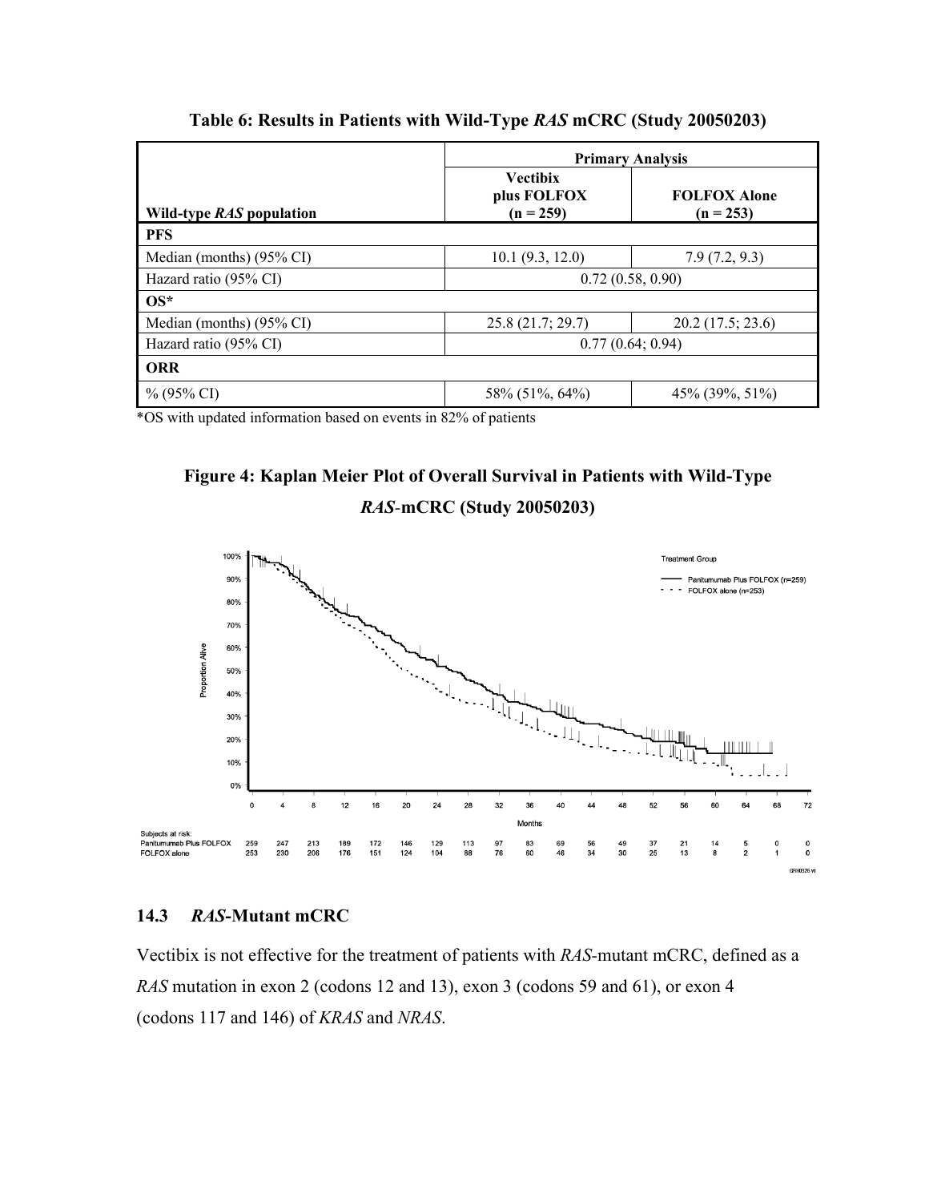**Table 6: Results in Patients with Wild-Type *RAS* mCRC (Study 20050203)**

| | Primary Analysis | |
|---|---|---|
| Wild-type *RAS* population | Vectibix plus FOLFOX (n = 259) | FOLFOX Alone (n = 253) |
| **PFS** | | |
| Median (months) (95% CI) | 10.1 (9.3, 12.0) | 7.9 (7.2, 9.3) |
| Hazard ratio (95% CI) | 0.72 (0.58, 0.90) | |
| **OS*** | | |
| Median (months) (95% CI) | 25.8 (21.7; 29.7) | 20.2 (17.5; 23.6) |
| Hazard ratio (95% CI) | 0.77 (0.64; 0.94) | |
| **ORR** | | |
| % (95% CI) | 58% (51%, 64%) | 45% (39%, 51%) |

*OS with updated information based on events in 82% of patients

**Figure 4: Kaplan Meier Plot of Overall Survival in Patients with Wild-Type *RAS*-mCRC (Study 20050203)**

| Subjects at risk: | 0 | 4 | 8 | 12 | 16 | 20 | 24 | 28 | 32 | 36 | 40 | 44 | 48 | 52 | 56 | 60 | 64 | 68 | 72 |
|---|---|---|---|---|---|---|---|---|---|---|---|---|---|---|---|---|---|---|---|
| Panitumumab Plus FOLFOX | 259 | 247 | 213 | 189 | 172 | 146 | 129 | 113 | 97 | 83 | 69 | 56 | 49 | 37 | 21 | 14 | 5 | 0 | 0 |
| FOLFOX alone | 253 | 230 | 206 | 176 | 151 | 124 | 104 | 88 | 76 | 60 | 46 | 34 | 30 | 25 | 13 | 8 | 2 | 1 | 0 |

### 14.3 *RAS*-Mutant mCRC

Vectibix is not effective for the treatment of patients with *RAS*-mutant mCRC, defined as a *RAS* mutation in exon 2 (codons 12 and 13), exon 3 (codons 59 and 61), or exon 4 (codons 117 and 146) of *KRAS* and *NRAS*.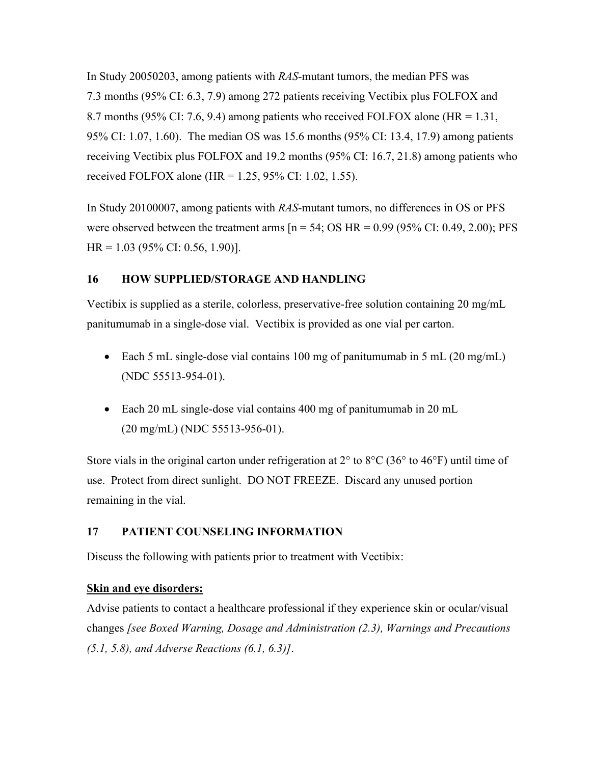In Study 20050203, among patients with *RAS*-mutant tumors, the median PFS was 7.3 months (95% CI: 6.3, 7.9) among 272 patients receiving Vectibix plus FOLFOX and 8.7 months (95% CI: 7.6, 9.4) among patients who received FOLFOX alone (HR = 1.31, 95% CI: 1.07, 1.60). The median OS was 15.6 months (95% CI: 13.4, 17.9) among patients receiving Vectibix plus FOLFOX and 19.2 months (95% CI: 16.7, 21.8) among patients who received FOLFOX alone (HR = 1.25, 95% CI: 1.02, 1.55).

In Study 20100007, among patients with *RAS*-mutant tumors, no differences in OS or PFS were observed between the treatment arms [n = 54; OS HR = 0.99 (95% CI: 0.49, 2.00); PFS HR = 1.03 (95% CI: 0.56, 1.90)].

## 16 HOW SUPPLIED/STORAGE AND HANDLING

Vectibix is supplied as a sterile, colorless, preservative-free solution containing 20 mg/mL panitumumab in a single-dose vial. Vectibix is provided as one vial per carton.

- Each 5 mL single-dose vial contains 100 mg of panitumumab in 5 mL (20 mg/mL) (NDC 55513-954-01).
- Each 20 mL single-dose vial contains 400 mg of panitumumab in 20 mL (20 mg/mL) (NDC 55513-956-01).

Store vials in the original carton under refrigeration at 2° to 8°C (36° to 46°F) until time of use. Protect from direct sunlight. DO NOT FREEZE. Discard any unused portion remaining in the vial.

## 17 PATIENT COUNSELING INFORMATION

Discuss the following with patients prior to treatment with Vectibix:

**Skin and eye disorders:**

Advise patients to contact a healthcare professional if they experience skin or ocular/visual changes *[see Boxed Warning, Dosage and Administration (2.3), Warnings and Precautions (5.1, 5.8), and Adverse Reactions (6.1, 6.3)]*.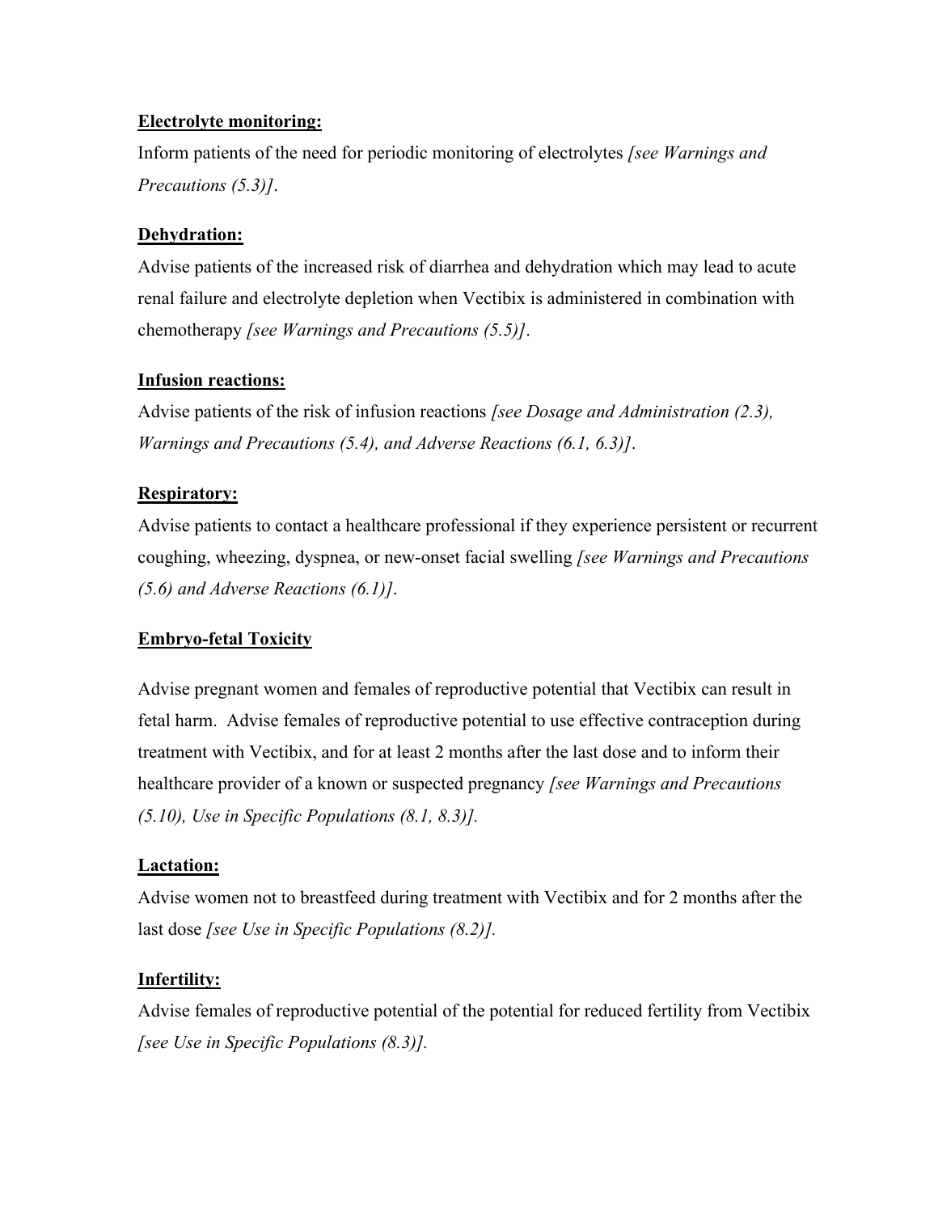**Electrolyte monitoring:**

Inform patients of the need for periodic monitoring of electrolytes *[see Warnings and Precautions (5.3)]*.

**Dehydration:**

Advise patients of the increased risk of diarrhea and dehydration which may lead to acute renal failure and electrolyte depletion when Vectibix is administered in combination with chemotherapy *[see Warnings and Precautions (5.5)]*.

**Infusion reactions:**

Advise patients of the risk of infusion reactions *[see Dosage and Administration (2.3), Warnings and Precautions (5.4), and Adverse Reactions (6.1, 6.3)]*.

**Respiratory:**

Advise patients to contact a healthcare professional if they experience persistent or recurrent coughing, wheezing, dyspnea, or new-onset facial swelling *[see Warnings and Precautions (5.6) and Adverse Reactions (6.1)]*.

**Embryo-fetal Toxicity**

Advise pregnant women and females of reproductive potential that Vectibix can result in fetal harm. Advise females of reproductive potential to use effective contraception during treatment with Vectibix, and for at least 2 months after the last dose and to inform their healthcare provider of a known or suspected pregnancy *[see Warnings and Precautions (5.10), Use in Specific Populations (8.1, 8.3)].*

**Lactation:**

Advise women not to breastfeed during treatment with Vectibix and for 2 months after the last dose *[see Use in Specific Populations (8.2)].*

**Infertility:**

Advise females of reproductive potential of the potential for reduced fertility from Vectibix *[see Use in Specific Populations (8.3)].*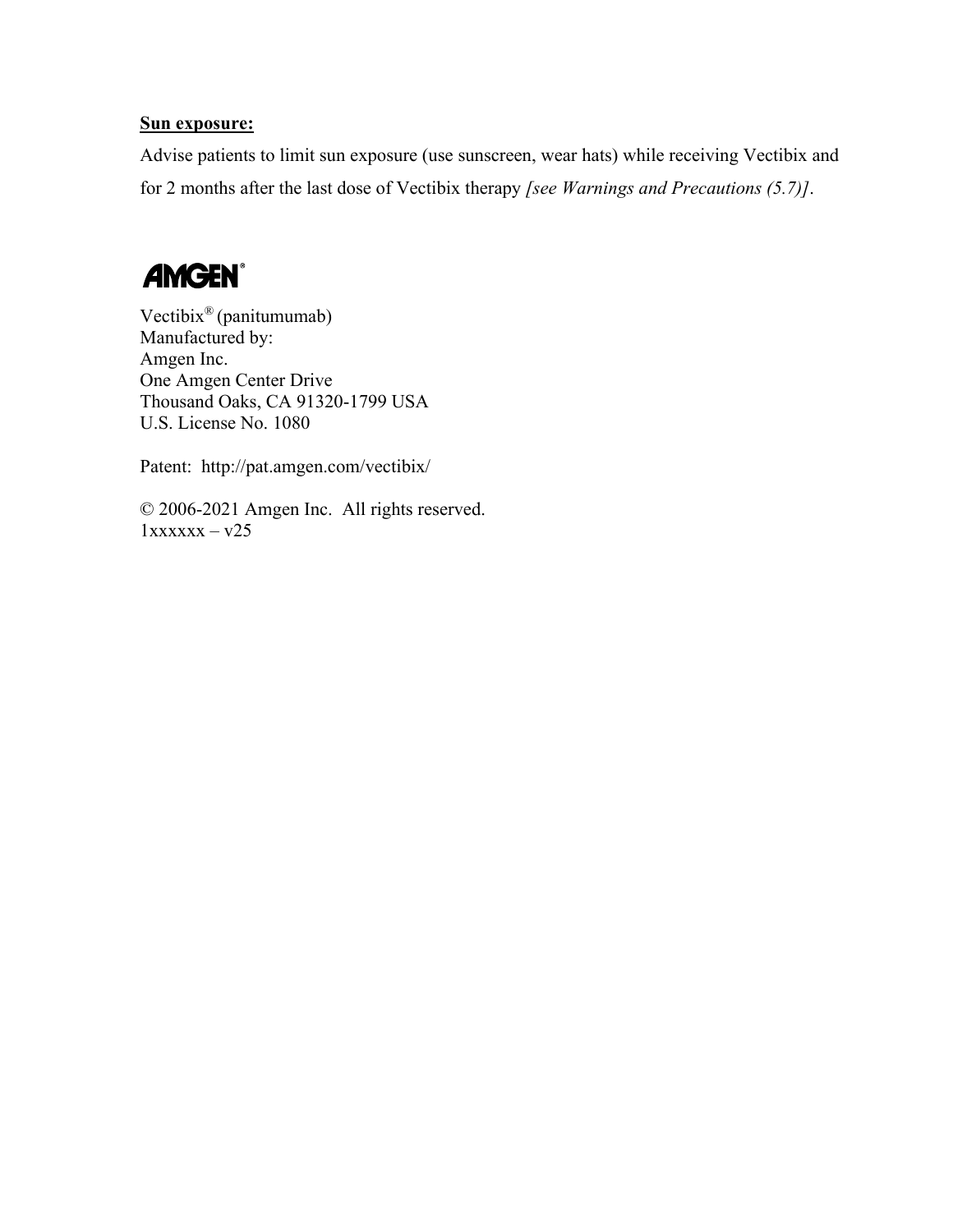**Sun exposure:**

Advise patients to limit sun exposure (use sunscreen, wear hats) while receiving Vectibix and for 2 months after the last dose of Vectibix therapy *[see Warnings and Precautions (5.7)]*.

AMGEN®

Vectibix® (panitumumab)
Manufactured by:
Amgen Inc.
One Amgen Center Drive
Thousand Oaks, CA 91320-1799 USA
U.S. License No. 1080

Patent: http://pat.amgen.com/vectibix/

© 2006-2021 Amgen Inc. All rights reserved.
1xxxxxx – v25